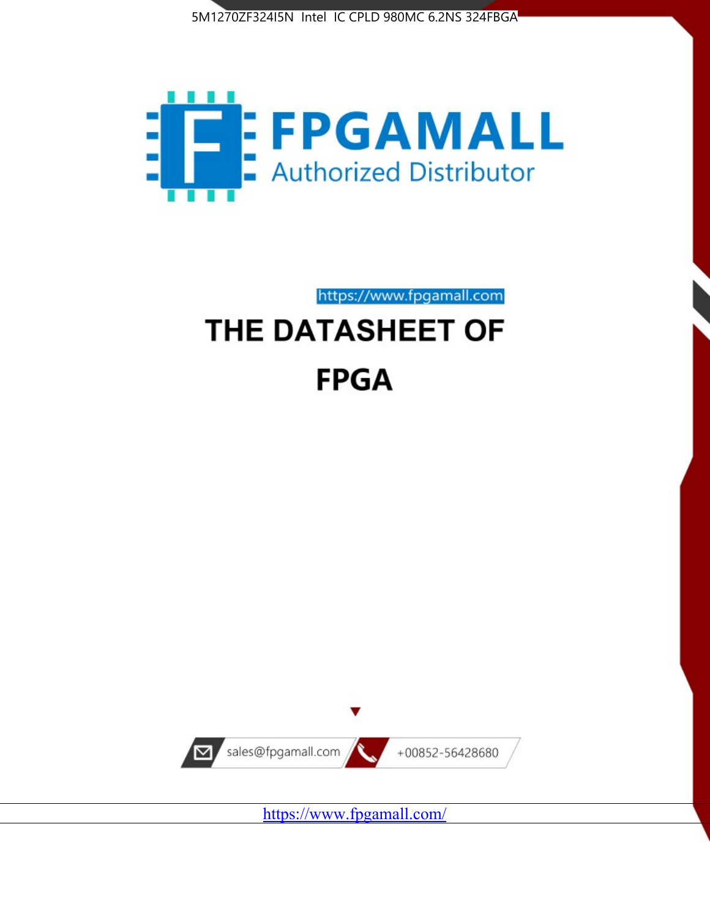5M1270ZF324I5N Intel IC CPLD 980MC 6.2NS 324FBGA

FPGAMALL

Authorized Distributor

https://www.fpgamall.com

# THE DATASHEET OF

# FPGA

sales@fpgamall.com

+00852-56428680

https://www.fpgamall.com/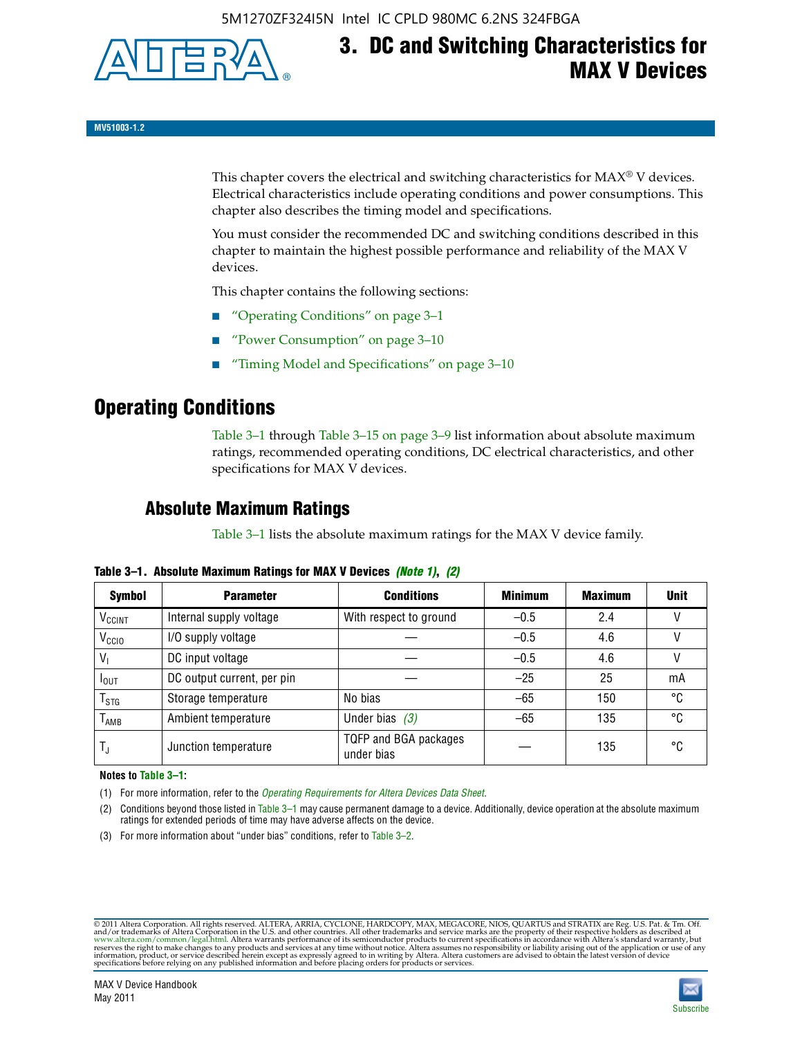# 3. DC and Switching Characteristics for MAX V Devices

MV51003-1.2

This chapter covers the electrical and switching characteristics for MAX® V devices. Electrical characteristics include operating conditions and power consumptions. This chapter also describes the timing model and specifications.

You must consider the recommended DC and switching conditions described in this chapter to maintain the highest possible performance and reliability of the MAX V devices.

This chapter contains the following sections:

- "Operating Conditions" on page 3–1
- "Power Consumption" on page 3–10
- "Timing Model and Specifications" on page 3–10

## Operating Conditions

Table 3–1 through Table 3–15 on page 3–9 list information about absolute maximum ratings, recommended operating conditions, DC electrical characteristics, and other specifications for MAX V devices.

### Absolute Maximum Ratings

Table 3–1 lists the absolute maximum ratings for the MAX V device family.

**Table 3–1. Absolute Maximum Ratings for MAX V Devices** *(Note 1)*, *(2)*

| Symbol | Parameter | Conditions | Minimum | Maximum | Unit |
|---|---|---|---|---|---|
| $V_{CCINT}$ | Internal supply voltage | With respect to ground | –0.5 | 2.4 | V |
| $V_{CCIO}$ | I/O supply voltage | — | –0.5 | 4.6 | V |
| $V_I$ | DC input voltage | — | –0.5 | 4.6 | V |
| $I_{OUT}$ | DC output current, per pin | — | –25 | 25 | mA |
| $T_{STG}$ | Storage temperature | No bias | –65 | 150 | °C |
| $T_{AMB}$ | Ambient temperature | Under bias *(3)* | –65 | 135 | °C |
| $T_J$ | Junction temperature | TQFP and BGA packages under bias | — | 135 | °C |

**Notes to Table 3–1:**

(1) For more information, refer to the *Operating Requirements for Altera Devices Data Sheet*.

(2) Conditions beyond those listed in Table 3–1 may cause permanent damage to a device. Additionally, device operation at the absolute maximum ratings for extended periods of time may have adverse effects on the device.

(3) For more information about "under bias" conditions, refer to Table 3–2.

© 2011 Altera Corporation. All rights reserved. ALTERA, ARRIA, CYCLONE, HARDCOPY, MAX, MEGACORE, NIOS, QUARTUS and STRATIX are Reg. U.S. Pat. & Tm. Off. and/or trademarks of Altera Corporation in the U.S. and other countries. All other trademarks and service marks are the property of their respective holders as described at www.altera.com/common/legal.html. Altera warrants performance of its semiconductor products to current specifications in accordance with Altera's standard warranty, but reserves the right to make changes to any products and services at any time without notice. Altera assumes no responsibility or liability arising out of the application or use of any information, product, or service described herein except as expressly agreed to in writing by Altera. Altera customers are advised to obtain the latest version of device specifications before relying on any published information and before placing orders for products or services.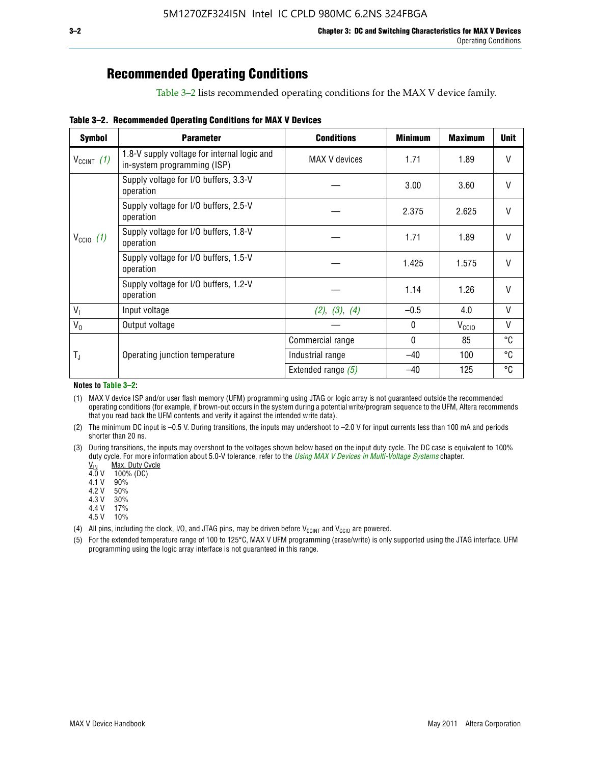## Recommended Operating Conditions

Table 3–2 lists recommended operating conditions for the MAX V device family.

**Table 3–2. Recommended Operating Conditions for MAX V Devices**

| Symbol | Parameter | Conditions | Minimum | Maximum | Unit |
|---|---|---|---|---|---|
| $V_{CCINT}$ *(1)* | 1.8-V supply voltage for internal logic and in-system programming (ISP) | MAX V devices | 1.71 | 1.89 | V |
| $V_{CCIO}$ *(1)* | Supply voltage for I/O buffers, 3.3-V operation | — | 3.00 | 3.60 | V |
| | Supply voltage for I/O buffers, 2.5-V operation | — | 2.375 | 2.625 | V |
| | Supply voltage for I/O buffers, 1.8-V operation | — | 1.71 | 1.89 | V |
| | Supply voltage for I/O buffers, 1.5-V operation | — | 1.425 | 1.575 | V |
| | Supply voltage for I/O buffers, 1.2-V operation | — | 1.14 | 1.26 | V |
| $V_I$ | Input voltage | *(2)*, *(3)*, *(4)* | –0.5 | 4.0 | V |
| $V_O$ | Output voltage | — | 0 | $V_{CCIO}$ | V |
| $T_J$ | Operating junction temperature | Commercial range | 0 | 85 | °C |
| | | Industrial range | –40 | 100 | °C |
| | | Extended range *(5)* | –40 | 125 | °C |

**Notes to Table 3–2:**

(1) MAX V device ISP and/or user flash memory (UFM) programming using JTAG or logic array is not guaranteed outside the recommended operating conditions (for example, if brown-out occurs in the system during a potential write/program sequence to the UFM, Altera recommends that you read back the UFM contents and verify it against the intended write data).

(2) The minimum DC input is –0.5 V. During transitions, the inputs may undershoot to –2.0 V for input currents less than 100 mA and periods shorter than 20 ns.

(3) During transitions, the inputs may overshoot to the voltages shown below based on the input duty cycle. The DC case is equivalent to 100% duty cycle. For more information about 5.0-V tolerance, refer to the *Using MAX V Devices in Multi-Voltage Systems* chapter.

| $V_{IN}$ | Max. Duty Cycle |
|---|---|
| 4.0 V | 100% (DC) |
| 4.1 V | 90% |
| 4.2 V | 50% |
| 4.3 V | 30% |
| 4.4 V | 17% |
| 4.5 V | 10% |

(4) All pins, including the clock, I/O, and JTAG pins, may be driven before $V_{CCINT}$ and $V_{CCIO}$ are powered.

(5) For the extended temperature range of 100 to 125°C, MAX V UFM programming (erase/write) is only supported using the JTAG interface. UFM programming using the logic array interface is not guaranteed in this range.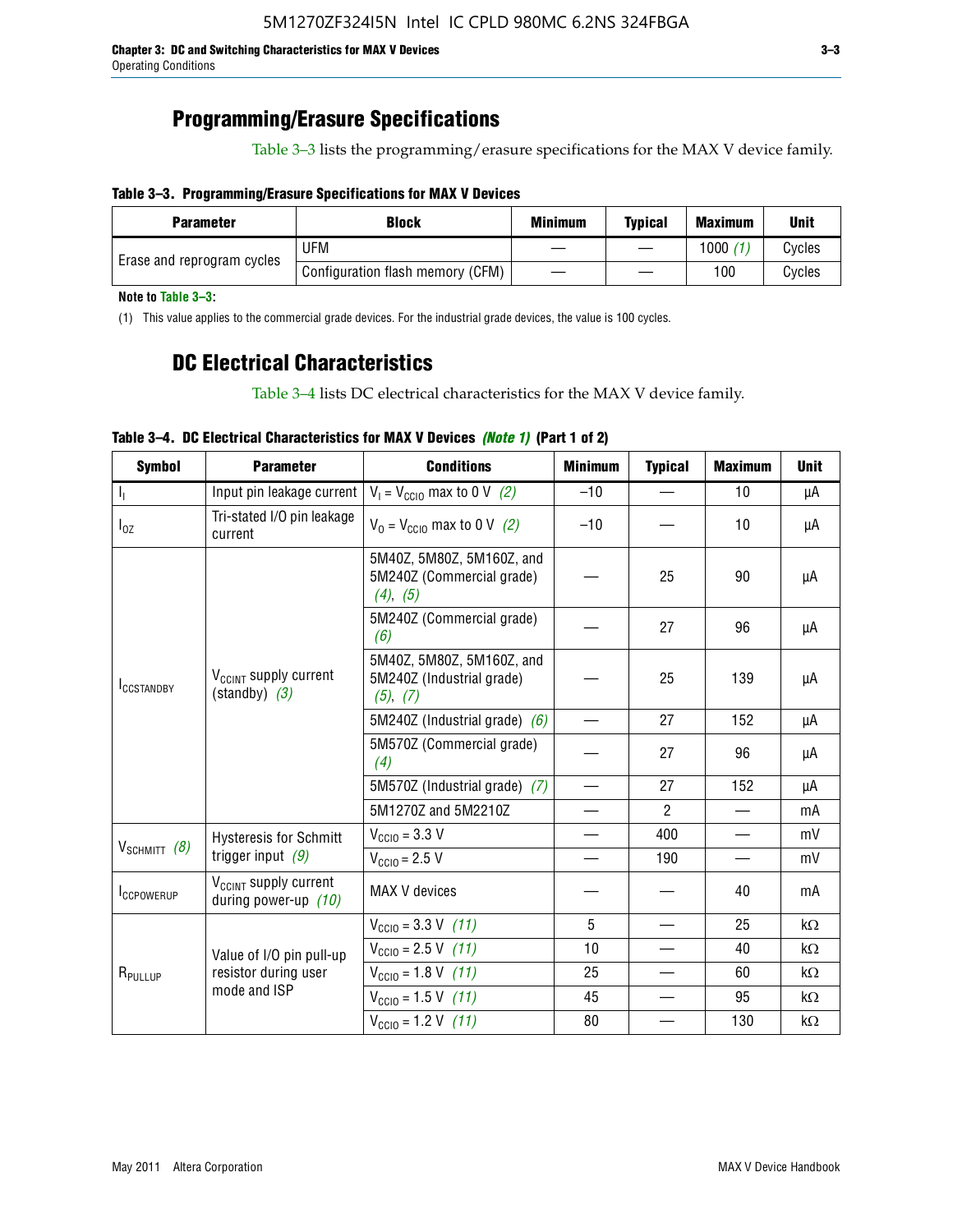## Programming/Erasure Specifications

Table 3–3 lists the programming/erasure specifications for the MAX V device family.

**Table 3–3. Programming/Erasure Specifications for MAX V Devices**

| Parameter | Block | Minimum | Typical | Maximum | Unit |
|---|---|---|---|---|---|
| Erase and reprogram cycles | UFM | — | — | 1000 *(1)* | Cycles |
| | Configuration flash memory (CFM) | — | — | 100 | Cycles |

**Note to Table 3–3:**

(1) This value applies to the commercial grade devices. For the industrial grade devices, the value is 100 cycles.

## DC Electrical Characteristics

Table 3–4 lists DC electrical characteristics for the MAX V device family.

**Table 3–4. DC Electrical Characteristics for MAX V Devices *(Note 1)* (Part 1 of 2)**

| Symbol | Parameter | Conditions | Minimum | Typical | Maximum | Unit |
|---|---|---|---|---|---|---|
| $I_I$ | Input pin leakage current | $V_I = V_{CCIO}$ max to 0 V *(2)* | –10 | — | 10 | µA |
| $I_{OZ}$ | Tri-stated I/O pin leakage current | $V_O = V_{CCIO}$ max to 0 V *(2)* | –10 | — | 10 | µA |
| $I_{CCSTANDBY}$ | $V_{CCINT}$ supply current (standby) *(3)* | 5M40Z, 5M80Z, 5M160Z, and 5M240Z (Commercial grade) *(4)*, *(5)* | — | 25 | 90 | µA |
| | | 5M240Z (Commercial grade) *(6)* | — | 27 | 96 | µA |
| | | 5M40Z, 5M80Z, 5M160Z, and 5M240Z (Industrial grade) *(5)*, *(7)* | — | 25 | 139 | µA |
| | | 5M240Z (Industrial grade) *(6)* | — | 27 | 152 | µA |
| | | 5M570Z (Commercial grade) *(4)* | — | 27 | 96 | µA |
| | | 5M570Z (Industrial grade) *(7)* | — | 27 | 152 | µA |
| | | 5M1270Z and 5M2210Z | — | 2 | — | mA |
| $V_{SCHMITT}$ *(8)* | Hysteresis for Schmitt trigger input *(9)* | $V_{CCIO}$ = 3.3 V | — | 400 | — | mV |
| | | $V_{CCIO}$ = 2.5 V | — | 190 | — | mV |
| $I_{CCPOWERUP}$ | $V_{CCINT}$ supply current during power-up *(10)* | MAX V devices | — | — | 40 | mA |
| $R_{PULLUP}$ | Value of I/O pin pull-up resistor during user mode and ISP | $V_{CCIO}$ = 3.3 V *(11)* | 5 | — | 25 | kΩ |
| | | $V_{CCIO}$ = 2.5 V *(11)* | 10 | — | 40 | kΩ |
| | | $V_{CCIO}$ = 1.8 V *(11)* | 25 | — | 60 | kΩ |
| | | $V_{CCIO}$ = 1.5 V *(11)* | 45 | — | 95 | kΩ |
| | | $V_{CCIO}$ = 1.2 V *(11)* | 80 | — | 130 | kΩ |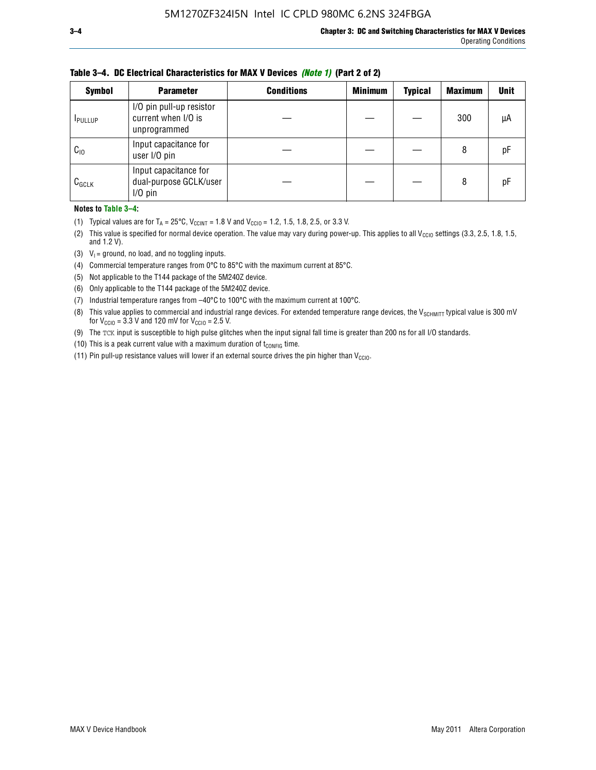**Table 3–4. DC Electrical Characteristics for MAX V Devices *(Note 1)* (Part 2 of 2)**

| Symbol | Parameter | Conditions | Minimum | Typical | Maximum | Unit |
|---|---|---|---|---|---|---|
| $I_{PULLUP}$ | I/O pin pull-up resistor current when I/O is unprogrammed | — | — | — | 300 | µA |
| $C_{IO}$ | Input capacitance for user I/O pin | — | — | — | 8 | pF |
| $C_{GCLK}$ | Input capacitance for dual-purpose GCLK/user I/O pin | — | — | — | 8 | pF |

**Notes to Table 3–4:**

(1) Typical values are for $T_A$ = 25°C, $V_{CCINT}$ = 1.8 V and $V_{CCIO}$ = 1.2, 1.5, 1.8, 2.5, or 3.3 V.

(2) This value is specified for normal device operation. The value may vary during power-up. This applies to all $V_{CCIO}$ settings (3.3, 2.5, 1.8, 1.5, and 1.2 V).

(3) $V_I$ = ground, no load, and no toggling inputs.

(4) Commercial temperature ranges from 0°C to 85°C with the maximum current at 85°C.

(5) Not applicable to the T144 package of the 5M240Z device.

(6) Only applicable to the T144 package of the 5M240Z device.

(7) Industrial temperature ranges from –40°C to 100°C with the maximum current at 100°C.

(8) This value applies to commercial and industrial range devices. For extended temperature range devices, the $V_{SCHMITT}$ typical value is 300 mV for $V_{CCIO}$ = 3.3 V and 120 mV for $V_{CCIO}$ = 2.5 V.

(9) The TCK input is susceptible to high pulse glitches when the input signal fall time is greater than 200 ns for all I/O standards.

(10) This is a peak current value with a maximum duration of $t_{CONFIG}$ time.

(11) Pin pull-up resistance values will lower if an external source drives the pin higher than $V_{CCIO}$.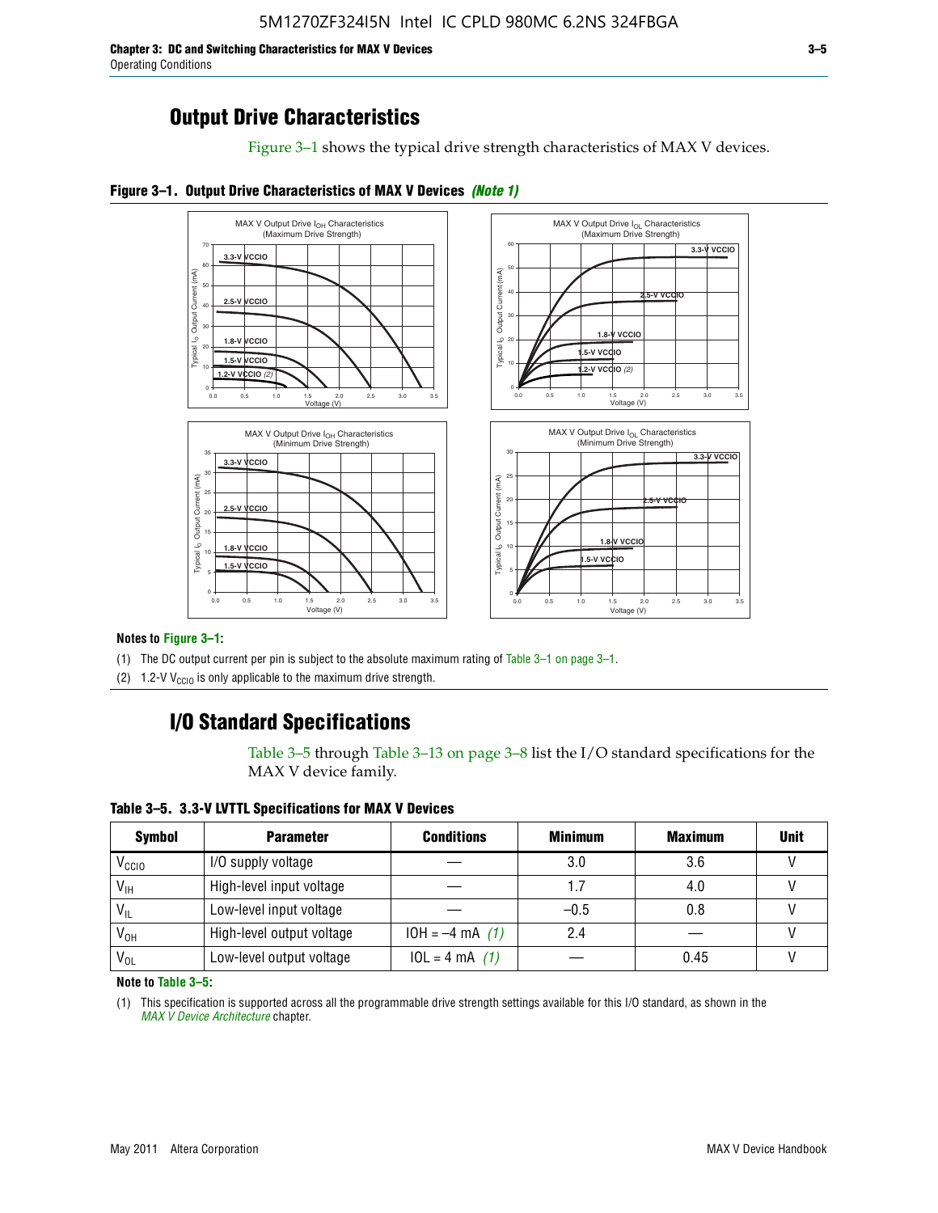## Output Drive Characteristics

Figure 3–1 shows the typical drive strength characteristics of MAX V devices.

**Figure 3–1. Output Drive Characteristics of MAX V Devices** ***(Note 1)***

**Notes to Figure 3–1:**

(1) The DC output current per pin is subject to the absolute maximum rating of Table 3–1 on page 3–1.

(2) 1.2-V $V_{CCIO}$ is only applicable to the maximum drive strength.

## I/O Standard Specifications

Table 3–5 through Table 3–13 on page 3–8 list the I/O standard specifications for the MAX V device family.

**Table 3–5. 3.3-V LVTTL Specifications for MAX V Devices**

| Symbol | Parameter | Conditions | Minimum | Maximum | Unit |
|---|---|---|---|---|---|
| $V_{CCIO}$ | I/O supply voltage | — | 3.0 | 3.6 | V |
| $V_{IH}$ | High-level input voltage | — | 1.7 | 4.0 | V |
| $V_{IL}$ | Low-level input voltage | — | –0.5 | 0.8 | V |
| $V_{OH}$ | High-level output voltage | IOH = –4 mA *(1)* | 2.4 | — | V |
| $V_{OL}$ | Low-level output voltage | IOL = 4 mA *(1)* | — | 0.45 | V |

**Note to Table 3–5:**

(1) This specification is supported across all the programmable drive strength settings available for this I/O standard, as shown in the *MAX V Device Architecture* chapter.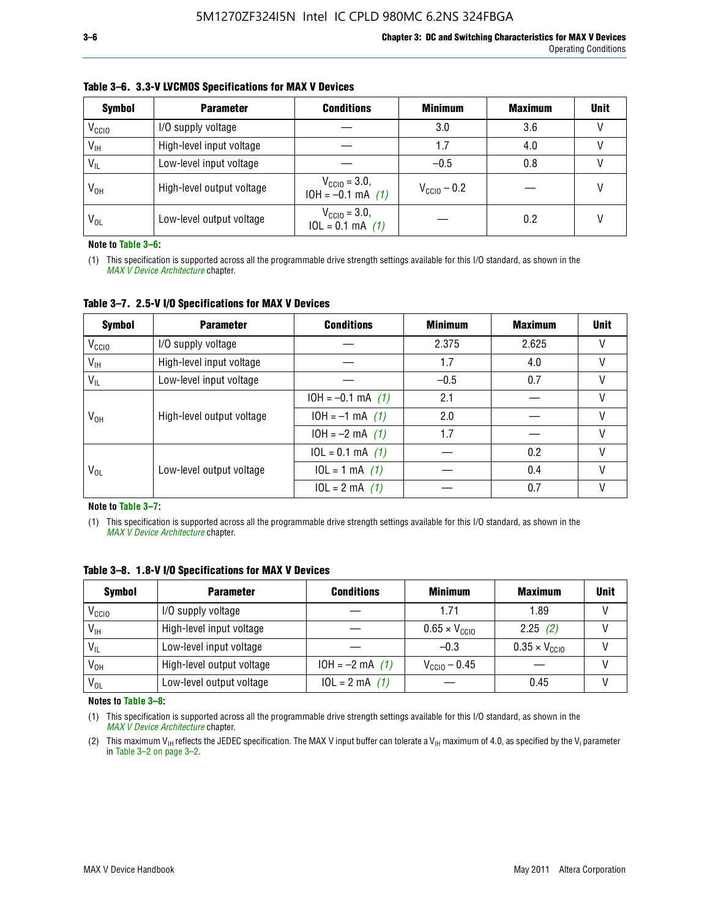**Table 3–6. 3.3-V LVCMOS Specifications for MAX V Devices**

| Symbol | Parameter | Conditions | Minimum | Maximum | Unit |
|---|---|---|---|---|---|
| $V_{CCIO}$ | I/O supply voltage | — | 3.0 | 3.6 | V |
| $V_{IH}$ | High-level input voltage | — | 1.7 | 4.0 | V |
| $V_{IL}$ | Low-level input voltage | — | –0.5 | 0.8 | V |
| $V_{OH}$ | High-level output voltage | $V_{CCIO}$ = 3.0, IOH = –0.1 mA *(1)* | $V_{CCIO}$ – 0.2 | — | V |
| $V_{OL}$ | Low-level output voltage | $V_{CCIO}$ = 3.0, IOL = 0.1 mA *(1)* | — | 0.2 | V |

**Note to Table 3–6:**

(1) This specification is supported across all the programmable drive strength settings available for this I/O standard, as shown in the *MAX V Device Architecture* chapter.

**Table 3–7. 2.5-V I/O Specifications for MAX V Devices**

| Symbol | Parameter | Conditions | Minimum | Maximum | Unit |
|---|---|---|---|---|---|
| $V_{CCIO}$ | I/O supply voltage | — | 2.375 | 2.625 | V |
| $V_{IH}$ | High-level input voltage | — | 1.7 | 4.0 | V |
| $V_{IL}$ | Low-level input voltage | — | –0.5 | 0.7 | V |
| $V_{OH}$ | High-level output voltage | IOH = –0.1 mA *(1)* | 2.1 | — | V |
| | | IOH = –1 mA *(1)* | 2.0 | — | V |
| | | IOH = –2 mA *(1)* | 1.7 | — | V |
| $V_{OL}$ | Low-level output voltage | IOL = 0.1 mA *(1)* | — | 0.2 | V |
| | | IOL = 1 mA *(1)* | — | 0.4 | V |
| | | IOL = 2 mA *(1)* | — | 0.7 | V |

**Note to Table 3–7:**

(1) This specification is supported across all the programmable drive strength settings available for this I/O standard, as shown in the *MAX V Device Architecture* chapter.

**Table 3–8. 1.8-V I/O Specifications for MAX V Devices**

| Symbol | Parameter | Conditions | Minimum | Maximum | Unit |
|---|---|---|---|---|---|
| $V_{CCIO}$ | I/O supply voltage | — | 1.71 | 1.89 | V |
| $V_{IH}$ | High-level input voltage | — | 0.65 × $V_{CCIO}$ | 2.25 *(2)* | V |
| $V_{IL}$ | Low-level input voltage | — | –0.3 | 0.35 × $V_{CCIO}$ | V |
| $V_{OH}$ | High-level output voltage | IOH = –2 mA *(1)* | $V_{CCIO}$ – 0.45 | — | V |
| $V_{OL}$ | Low-level output voltage | IOL = 2 mA *(1)* | — | 0.45 | V |

**Notes to Table 3–8:**

(1) This specification is supported across all the programmable drive strength settings available for this I/O standard, as shown in the *MAX V Device Architecture* chapter.

(2) This maximum $V_{IH}$ reflects the JEDEC specification. The MAX V input buffer can tolerate a $V_{IH}$ maximum of 4.0, as specified by the $V_I$ parameter in Table 3–2 on page 3–2.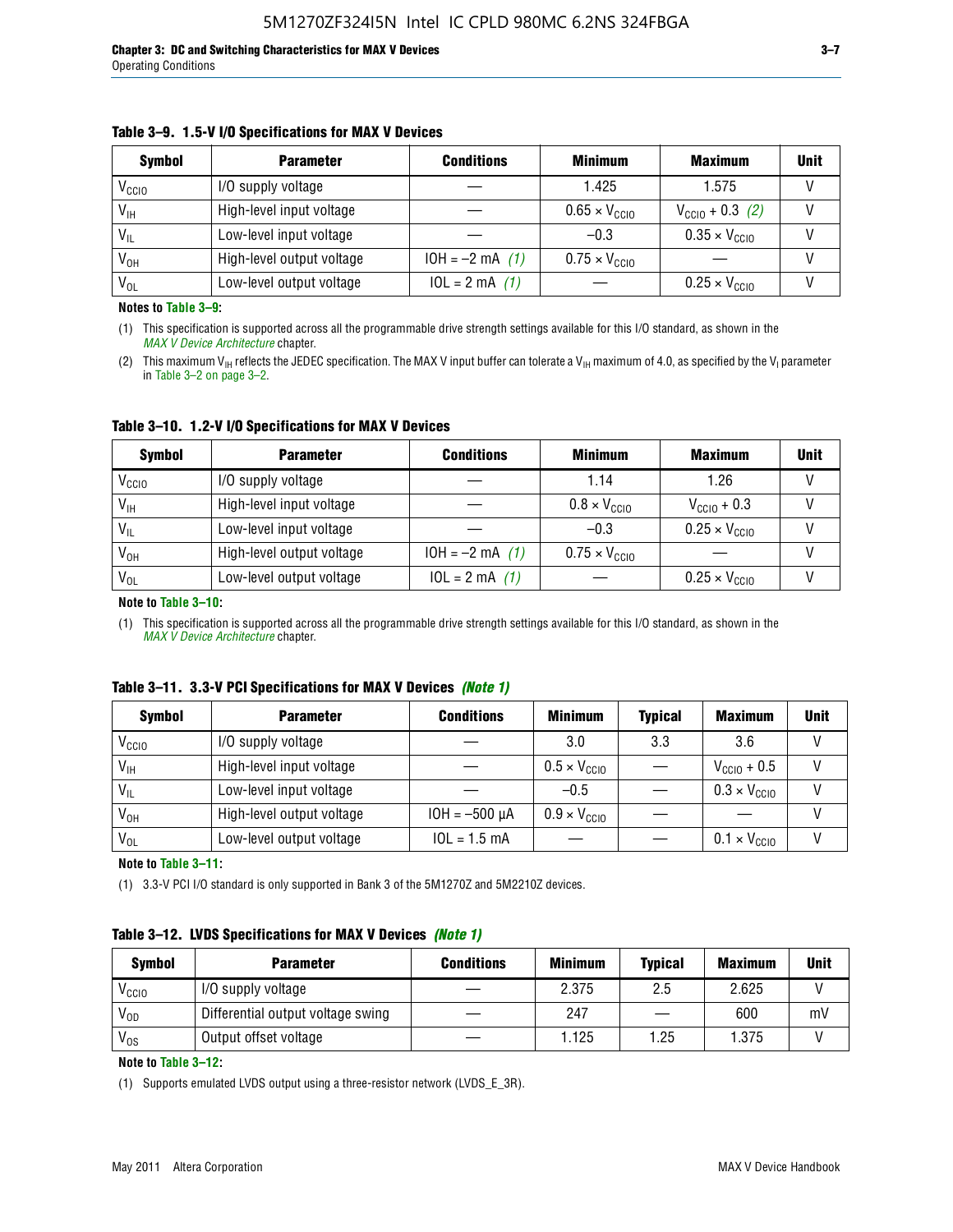**Table 3–9. 1.5-V I/O Specifications for MAX V Devices**

| Symbol | Parameter | Conditions | Minimum | Maximum | Unit |
|---|---|---|---|---|---|
| $V_{CCIO}$ | I/O supply voltage | — | 1.425 | 1.575 | V |
| $V_{IH}$ | High-level input voltage | — | $0.65 \times V_{CCIO}$ | $V_{CCIO} + 0.3$ *(2)* | V |
| $V_{IL}$ | Low-level input voltage | — | –0.3 | $0.35 \times V_{CCIO}$ | V |
| $V_{OH}$ | High-level output voltage | IOH = –2 mA *(1)* | $0.75 \times V_{CCIO}$ | — | V |
| $V_{OL}$ | Low-level output voltage | IOL = 2 mA *(1)* | — | $0.25 \times V_{CCIO}$ | V |

**Notes to Table 3–9:**

(1) This specification is supported across all the programmable drive strength settings available for this I/O standard, as shown in the *MAX V Device Architecture* chapter.

(2) This maximum $V_{IH}$ reflects the JEDEC specification. The MAX V input buffer can tolerate a $V_{IH}$ maximum of 4.0, as specified by the $V_I$ parameter in Table 3–2 on page 3–2.

**Table 3–10. 1.2-V I/O Specifications for MAX V Devices**

| Symbol | Parameter | Conditions | Minimum | Maximum | Unit |
|---|---|---|---|---|---|
| $V_{CCIO}$ | I/O supply voltage | — | 1.14 | 1.26 | V |
| $V_{IH}$ | High-level input voltage | — | $0.8 \times V_{CCIO}$ | $V_{CCIO} + 0.3$ | V |
| $V_{IL}$ | Low-level input voltage | — | –0.3 | $0.25 \times V_{CCIO}$ | V |
| $V_{OH}$ | High-level output voltage | IOH = –2 mA *(1)* | $0.75 \times V_{CCIO}$ | — | V |
| $V_{OL}$ | Low-level output voltage | IOL = 2 mA *(1)* | — | $0.25 \times V_{CCIO}$ | V |

**Note to Table 3–10:**

(1) This specification is supported across all the programmable drive strength settings available for this I/O standard, as shown in the *MAX V Device Architecture* chapter.

**Table 3–11. 3.3-V PCI Specifications for MAX V Devices *(Note 1)***

| Symbol | Parameter | Conditions | Minimum | Typical | Maximum | Unit |
|---|---|---|---|---|---|---|
| $V_{CCIO}$ | I/O supply voltage | — | 3.0 | 3.3 | 3.6 | V |
| $V_{IH}$ | High-level input voltage | — | $0.5 \times V_{CCIO}$ | — | $V_{CCIO} + 0.5$ | V |
| $V_{IL}$ | Low-level input voltage | — | –0.5 | — | $0.3 \times V_{CCIO}$ | V |
| $V_{OH}$ | High-level output voltage | IOH = –500 µA | $0.9 \times V_{CCIO}$ | — | — | V |
| $V_{OL}$ | Low-level output voltage | IOL = 1.5 mA | — | — | $0.1 \times V_{CCIO}$ | V |

**Note to Table 3–11:**

(1) 3.3-V PCI I/O standard is only supported in Bank 3 of the 5M1270Z and 5M2210Z devices.

**Table 3–12. LVDS Specifications for MAX V Devices *(Note 1)***

| Symbol | Parameter | Conditions | Minimum | Typical | Maximum | Unit |
|---|---|---|---|---|---|---|
| $V_{CCIO}$ | I/O supply voltage | — | 2.375 | 2.5 | 2.625 | V |
| $V_{OD}$ | Differential output voltage swing | — | 247 | — | 600 | mV |
| $V_{OS}$ | Output offset voltage | — | 1.125 | 1.25 | 1.375 | V |

**Note to Table 3–12:**

(1) Supports emulated LVDS output using a three-resistor network (LVDS_E_3R).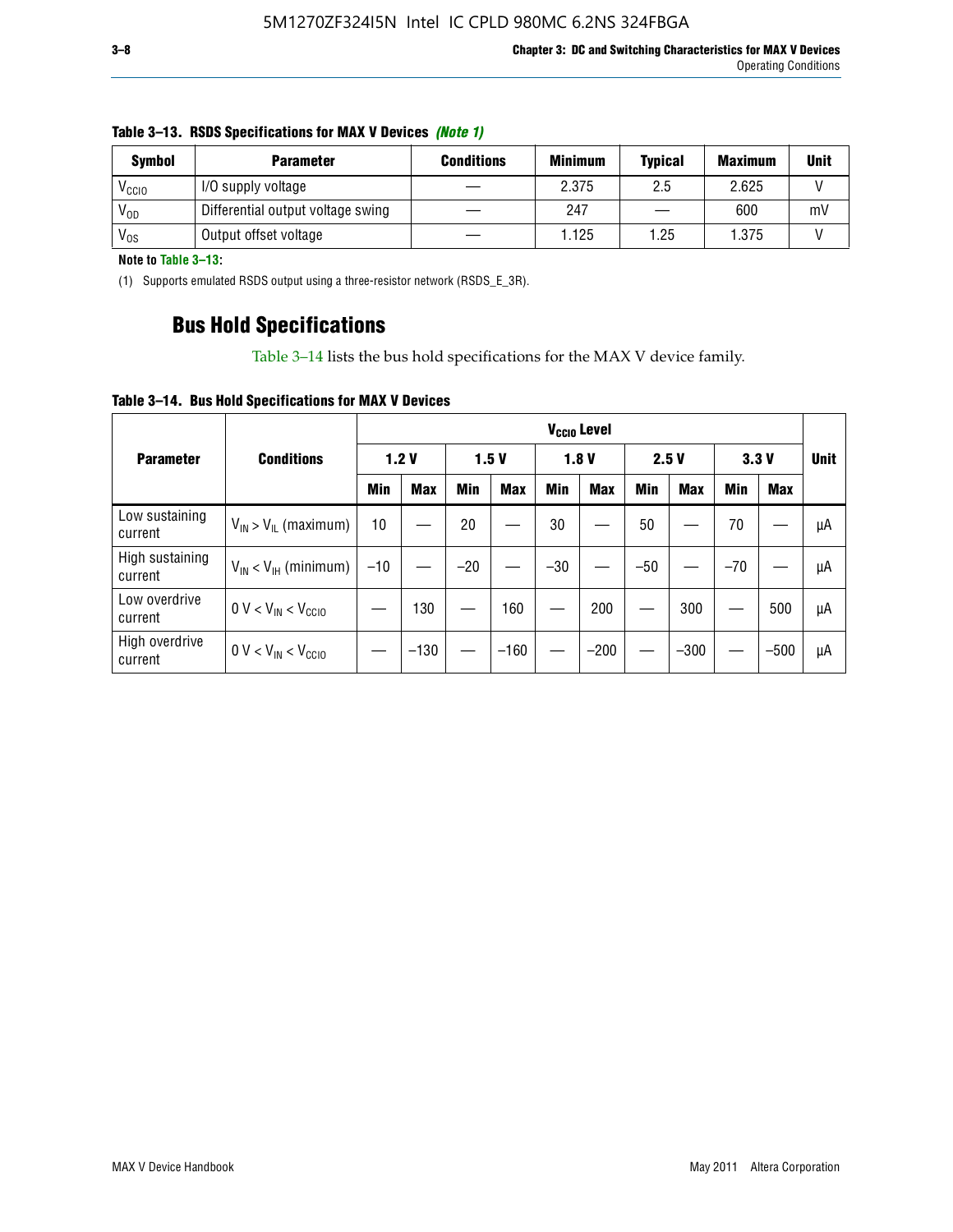**Table 3–13. RSDS Specifications for MAX V Devices *(Note 1)***

| Symbol | Parameter | Conditions | Minimum | Typical | Maximum | Unit |
|---|---|---|---|---|---|---|
| $V_{CCIO}$ | I/O supply voltage | — | 2.375 | 2.5 | 2.625 | V |
| $V_{OD}$ | Differential output voltage swing | — | 247 | — | 600 | mV |
| $V_{OS}$ | Output offset voltage | — | 1.125 | 1.25 | 1.375 | V |

**Note to Table 3–13:**

(1) Supports emulated RSDS output using a three-resistor network (RSDS_E_3R).

## Bus Hold Specifications

Table 3–14 lists the bus hold specifications for the MAX V device family.

**Table 3–14. Bus Hold Specifications for MAX V Devices**

| Parameter | Conditions | $V_{CCIO}$ Level | | | | | | | | | | Unit |
|---|---|---|---|---|---|---|---|---|---|---|---|---|
| | | 1.2 V | | 1.5 V | | 1.8 V | | 2.5 V | | 3.3 V | | |
| | | Min | Max | Min | Max | Min | Max | Min | Max | Min | Max | |
| Low sustaining current | $V_{IN} > V_{IL}$ (maximum) | 10 | — | 20 | — | 30 | — | 50 | — | 70 | — | μA |
| High sustaining current | $V_{IN} < V_{IH}$ (minimum) | –10 | — | –20 | — | –30 | — | –50 | — | –70 | — | μA |
| Low overdrive current | $0 V < V_{IN} < V_{CCIO}$ | — | 130 | — | 160 | — | 200 | — | 300 | — | 500 | μA |
| High overdrive current | $0 V < V_{IN} < V_{CCIO}$ | — | –130 | — | –160 | — | –200 | — | –300 | — | –500 | μA |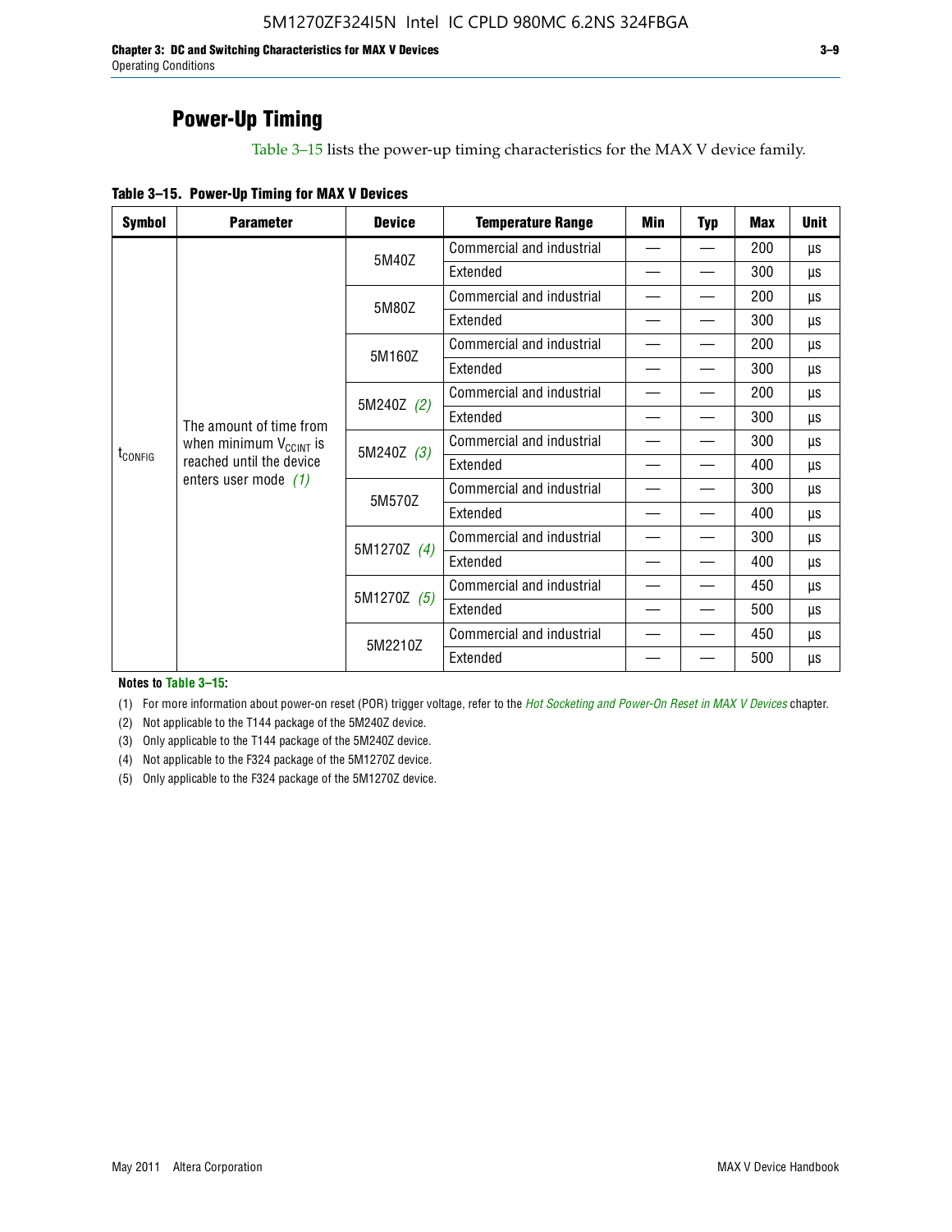## Power-Up Timing

Table 3–15 lists the power-up timing characteristics for the MAX V device family.

**Table 3–15. Power-Up Timing for MAX V Devices**

| Symbol | Parameter | Device | Temperature Range | Min | Typ | Max | Unit |
|---|---|---|---|---|---|---|---|
| $t_{CONFIG}$ | The amount of time from when minimum $V_{CCINT}$ is reached until the device enters user mode *(1)* | 5M40Z | Commercial and industrial | — | — | 200 | µs |
| | | | Extended | — | — | 300 | µs |
| | | 5M80Z | Commercial and industrial | — | — | 200 | µs |
| | | | Extended | — | — | 300 | µs |
| | | 5M160Z | Commercial and industrial | — | — | 200 | µs |
| | | | Extended | — | — | 300 | µs |
| | | 5M240Z *(2)* | Commercial and industrial | — | — | 200 | µs |
| | | | Extended | — | — | 300 | µs |
| | | 5M240Z *(3)* | Commercial and industrial | — | — | 300 | µs |
| | | | Extended | — | — | 400 | µs |
| | | 5M570Z | Commercial and industrial | — | — | 300 | µs |
| | | | Extended | — | — | 400 | µs |
| | | 5M1270Z *(4)* | Commercial and industrial | — | — | 300 | µs |
| | | | Extended | — | — | 400 | µs |
| | | 5M1270Z *(5)* | Commercial and industrial | — | — | 450 | µs |
| | | | Extended | — | — | 500 | µs |
| | | 5M2210Z | Commercial and industrial | — | — | 450 | µs |
| | | | Extended | — | — | 500 | µs |

**Notes to Table 3–15:**

(1) For more information about power-on reset (POR) trigger voltage, refer to the *Hot Socketing and Power-On Reset in MAX V Devices* chapter.

(2) Not applicable to the T144 package of the 5M240Z device.

(3) Only applicable to the T144 package of the 5M240Z device.

(4) Not applicable to the F324 package of the 5M1270Z device.

(5) Only applicable to the F324 package of the 5M1270Z device.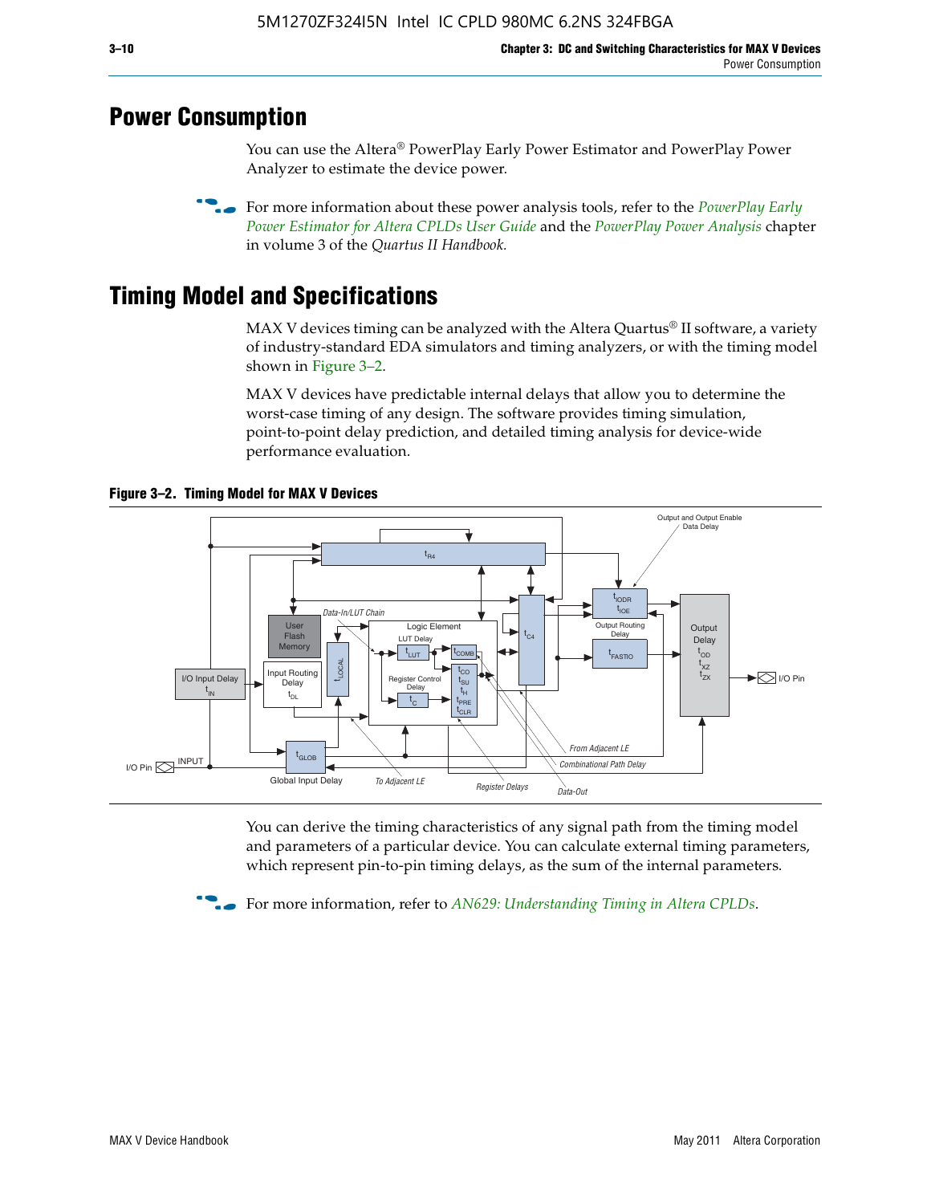## Power Consumption

You can use the Altera® PowerPlay Early Power Estimator and PowerPlay Power Analyzer to estimate the device power.

For more information about these power analysis tools, refer to the *PowerPlay Early Power Estimator for Altera CPLDs User Guide* and the *PowerPlay Power Analysis* chapter in volume 3 of the *Quartus II Handbook.*

## Timing Model and Specifications

MAX V devices timing can be analyzed with the Altera Quartus® II software, a variety of industry-standard EDA simulators and timing analyzers, or with the timing model shown in Figure 3–2.

MAX V devices have predictable internal delays that allow you to determine the worst-case timing of any design. The software provides timing simulation, point-to-point delay prediction, and detailed timing analysis for device-wide performance evaluation.

**Figure 3–2. Timing Model for MAX V Devices**

You can derive the timing characteristics of any signal path from the timing model and parameters of a particular device. You can calculate external timing parameters, which represent pin-to-pin timing delays, as the sum of the internal parameters.

For more information, refer to *AN629: Understanding Timing in Altera CPLDs*.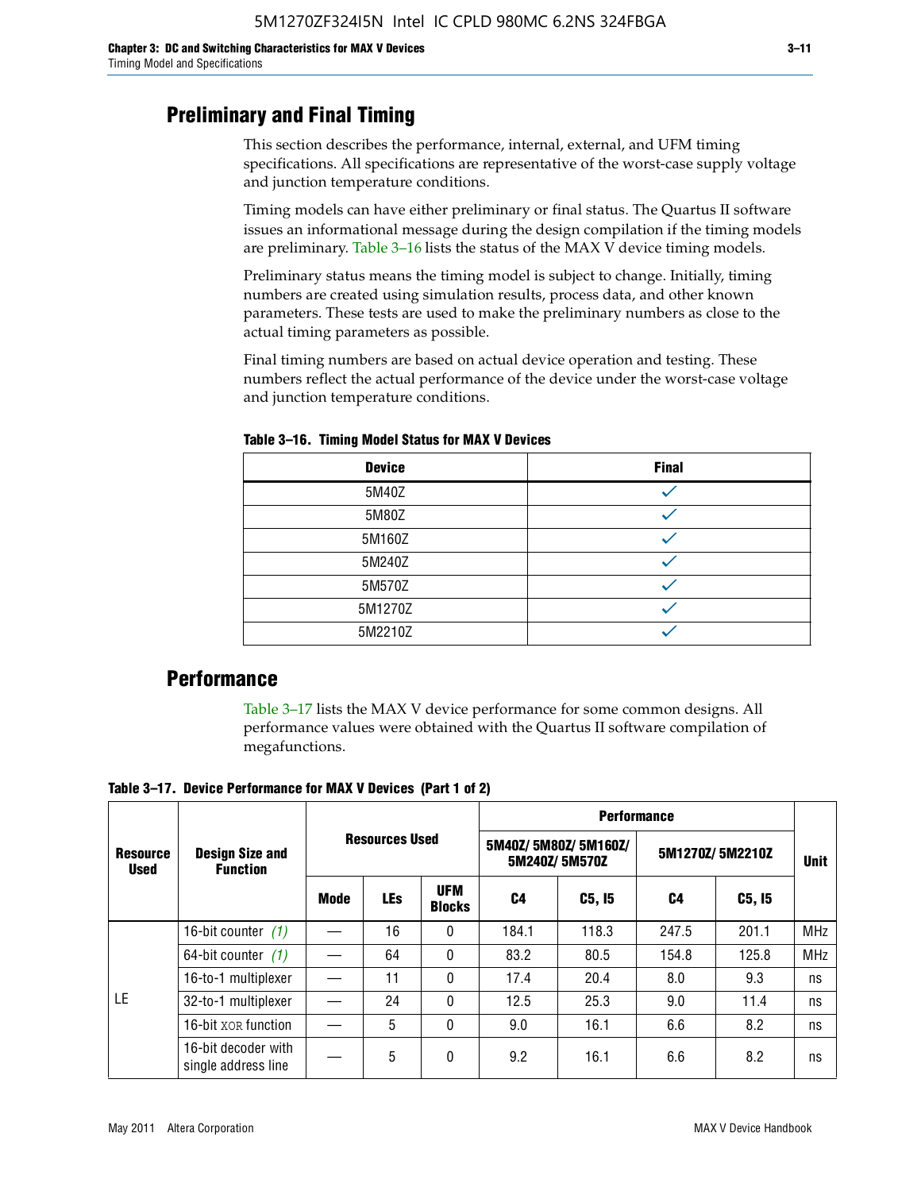## Preliminary and Final Timing

This section describes the performance, internal, external, and UFM timing specifications. All specifications are representative of the worst-case supply voltage and junction temperature conditions.

Timing models can have either preliminary or final status. The Quartus II software issues an informational message during the design compilation if the timing models are preliminary. Table 3–16 lists the status of the MAX V device timing models.

Preliminary status means the timing model is subject to change. Initially, timing numbers are created using simulation results, process data, and other known parameters. These tests are used to make the preliminary numbers as close to the actual timing parameters as possible.

Final timing numbers are based on actual device operation and testing. These numbers reflect the actual performance of the device under the worst-case voltage and junction temperature conditions.

**Table 3–16. Timing Model Status for MAX V Devices**

| Device | Final |
|---|---|
| 5M40Z | ✓ |
| 5M80Z | ✓ |
| 5M160Z | ✓ |
| 5M240Z | ✓ |
| 5M570Z | ✓ |
| 5M1270Z | ✓ |
| 5M2210Z | ✓ |

## Performance

Table 3–17 lists the MAX V device performance for some common designs. All performance values were obtained with the Quartus II software compilation of megafunctions.

**Table 3–17. Device Performance for MAX V Devices (Part 1 of 2)**

| Resource Used | Design Size and Function | Resources Used | | | Performance | | | | Unit |
|---|---|---|---|---|---|---|---|---|---|
| | | | | | 5M40Z/ 5M80Z/ 5M160Z/ 5M240Z/ 5M570Z | | 5M1270Z/ 5M2210Z | | |
| | | Mode | LEs | UFM Blocks | C4 | C5, I5 | C4 | C5, I5 | |
| LE | 16-bit counter (1) | — | 16 | 0 | 184.1 | 118.3 | 247.5 | 201.1 | MHz |
| | 64-bit counter (1) | — | 64 | 0 | 83.2 | 80.5 | 154.8 | 125.8 | MHz |
| | 16-to-1 multiplexer | — | 11 | 0 | 17.4 | 20.4 | 8.0 | 9.3 | ns |
| | 32-to-1 multiplexer | — | 24 | 0 | 12.5 | 25.3 | 9.0 | 11.4 | ns |
| | 16-bit XOR function | — | 5 | 0 | 9.0 | 16.1 | 6.6 | 8.2 | ns |
| | 16-bit decoder with single address line | — | 5 | 0 | 9.2 | 16.1 | 6.6 | 8.2 | ns |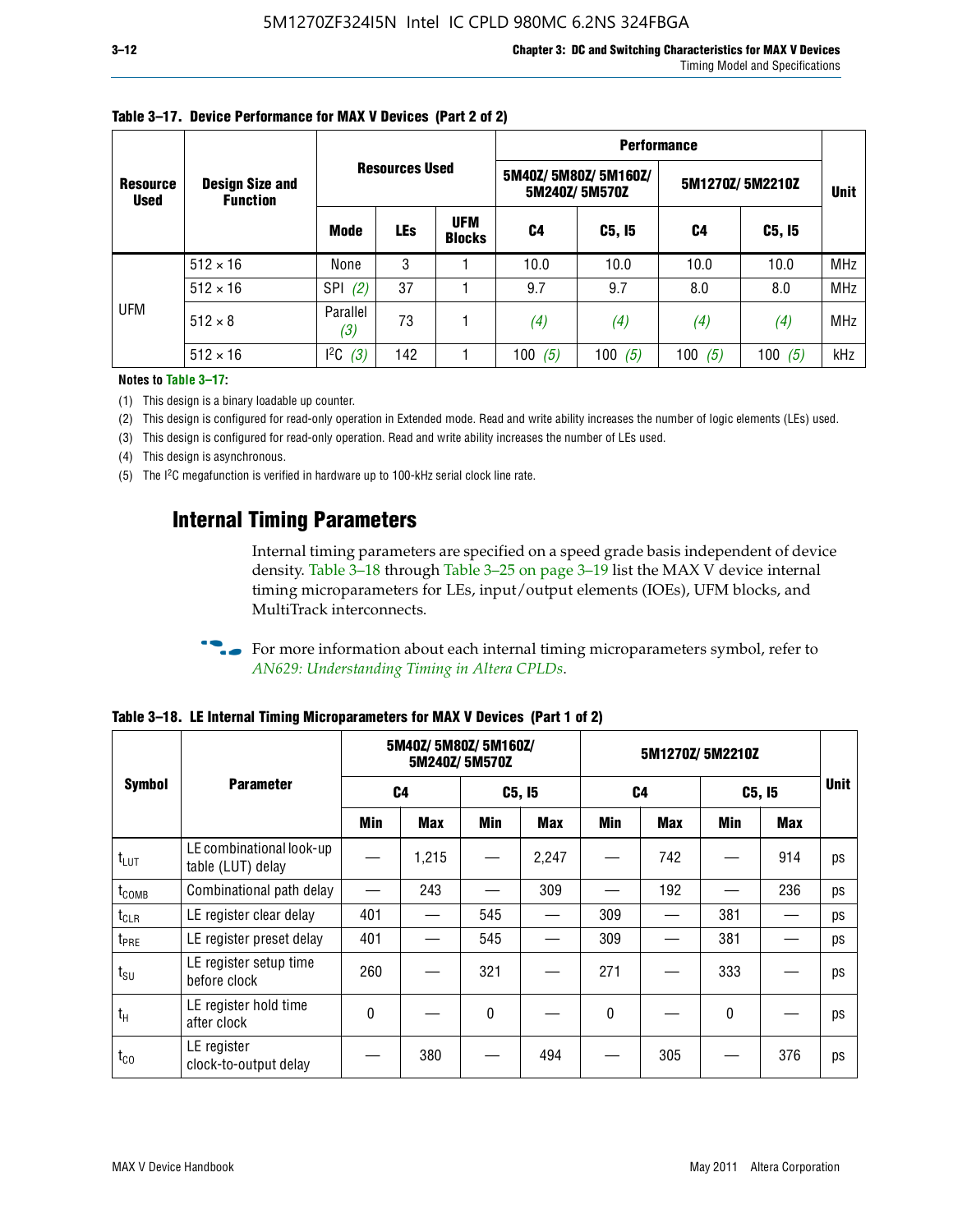**Table 3–17. Device Performance for MAX V Devices (Part 2 of 2)**

| Resource Used | Design Size and Function | Resources Used | | | Performance | | | | Unit |
|---|---|---|---|---|---|---|---|---|---|
| | | | | | 5M40Z/ 5M80Z/ 5M160Z/ 5M240Z/ 5M570Z | | 5M1270Z/ 5M2210Z | | |
| | | Mode | LEs | UFM Blocks | C4 | C5, I5 | C4 | C5, I5 | |
| UFM | 512 × 16 | None | 3 | 1 | 10.0 | 10.0 | 10.0 | 10.0 | MHz |
| | 512 × 16 | SPI *(2)* | 37 | 1 | 9.7 | 9.7 | 8.0 | 8.0 | MHz |
| | 512 × 8 | Parallel *(3)* | 73 | 1 | *(4)* | *(4)* | *(4)* | *(4)* | MHz |
| | 512 × 16 | I²C *(3)* | 142 | 1 | 100 *(5)* | 100 *(5)* | 100 *(5)* | 100 *(5)* | kHz |

**Notes to Table 3–17:**

(1) This design is a binary loadable up counter.

(2) This design is configured for read-only operation in Extended mode. Read and write ability increases the number of logic elements (LEs) used.

(3) This design is configured for read-only operation. Read and write ability increases the number of LEs used.

(4) This design is asynchronous.

(5) The I²C megafunction is verified in hardware up to 100-kHz serial clock line rate.

## Internal Timing Parameters

Internal timing parameters are specified on a speed grade basis independent of device density. Table 3–18 through Table 3–25 on page 3–19 list the MAX V device internal timing microparameters for LEs, input/output elements (IOEs), UFM blocks, and MultiTrack interconnects.

For more information about each internal timing microparameters symbol, refer to *AN629: Understanding Timing in Altera CPLDs*.

**Table 3–18. LE Internal Timing Microparameters for MAX V Devices (Part 1 of 2)**

| Symbol | Parameter | 5M40Z/ 5M80Z/ 5M160Z/ 5M240Z/ 5M570Z | | | | 5M1270Z/ 5M2210Z | | | | Unit |
|---|---|---|---|---|---|---|---|---|---|---|
| | | C4 | | C5, I5 | | C4 | | C5, I5 | | |
| | | Min | Max | Min | Max | Min | Max | Min | Max | |
| $t_{LUT}$ | LE combinational look-up table (LUT) delay | — | 1,215 | — | 2,247 | — | 742 | — | 914 | ps |
| $t_{COMB}$ | Combinational path delay | — | 243 | — | 309 | — | 192 | — | 236 | ps |
| $t_{CLR}$ | LE register clear delay | 401 | — | 545 | — | 309 | — | 381 | — | ps |
| $t_{PRE}$ | LE register preset delay | 401 | — | 545 | — | 309 | — | 381 | — | ps |
| $t_{SU}$ | LE register setup time before clock | 260 | — | 321 | — | 271 | — | 333 | — | ps |
| $t_{H}$ | LE register hold time after clock | 0 | — | 0 | — | 0 | — | 0 | — | ps |
| $t_{CO}$ | LE register clock-to-output delay | — | 380 | — | 494 | — | 305 | — | 376 | ps |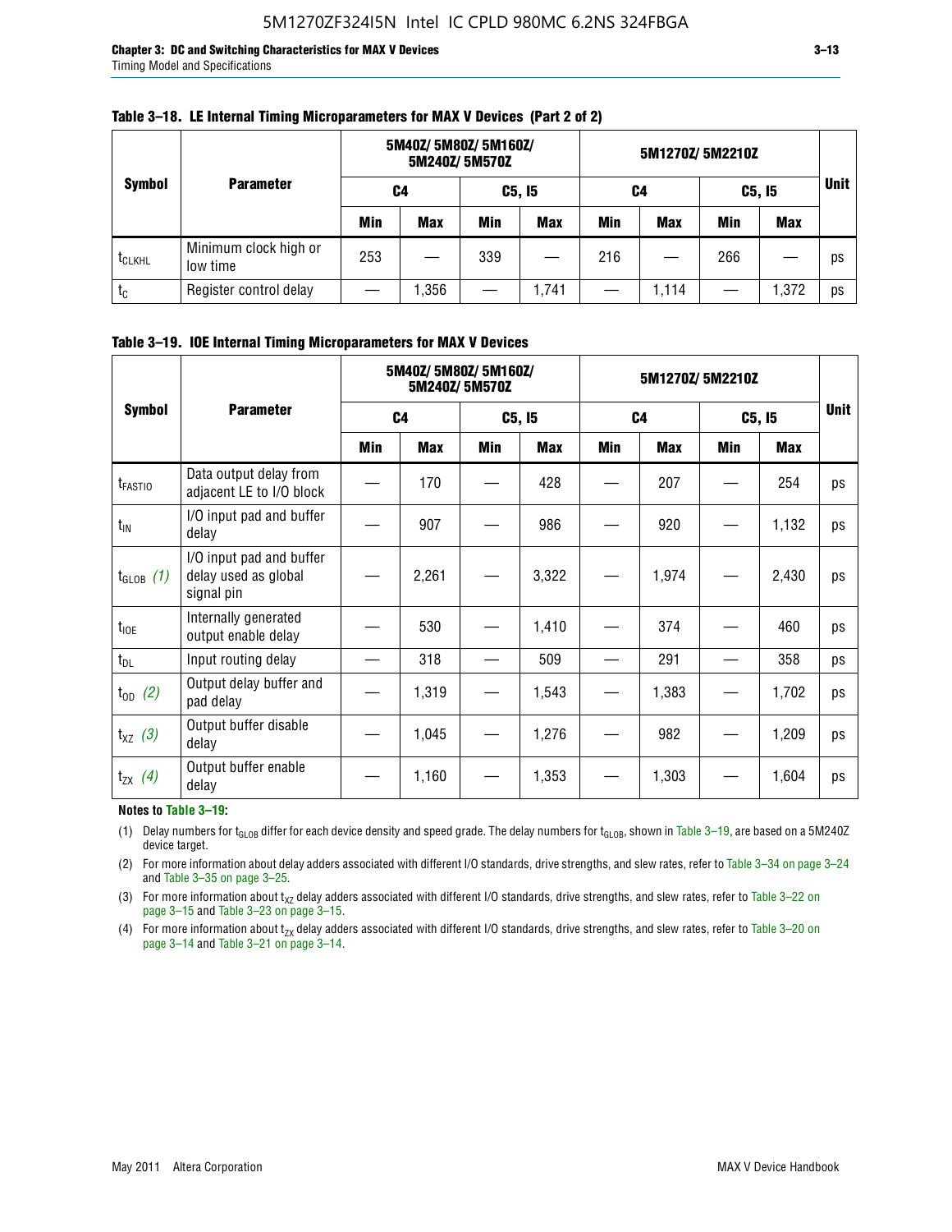**Table 3–18. LE Internal Timing Microparameters for MAX V Devices (Part 2 of 2)**

| Symbol | Parameter | 5M40Z/ 5M80Z/ 5M160Z/ 5M240Z/ 5M570Z | | | | 5M1270Z/ 5M2210Z | | | | Unit |
|---|---|---|---|---|---|---|---|---|---|---|
| | | C4 | | C5, I5 | | C4 | | C5, I5 | | |
| | | Min | Max | Min | Max | Min | Max | Min | Max | |
| $t_{CLKHL}$ | Minimum clock high or low time | 253 | — | 339 | — | 216 | — | 266 | — | ps |
| $t_C$ | Register control delay | — | 1,356 | — | 1,741 | — | 1,114 | — | 1,372 | ps |

**Table 3–19. IOE Internal Timing Microparameters for MAX V Devices**

| Symbol | Parameter | 5M40Z/ 5M80Z/ 5M160Z/ 5M240Z/ 5M570Z | | | | 5M1270Z/ 5M2210Z | | | | Unit |
|---|---|---|---|---|---|---|---|---|---|---|
| | | C4 | | C5, I5 | | C4 | | C5, I5 | | |
| | | Min | Max | Min | Max | Min | Max | Min | Max | |
| $t_{FASTIO}$ | Data output delay from adjacent LE to I/O block | — | 170 | — | 428 | — | 207 | — | 254 | ps |
| $t_{IN}$ | I/O input pad and buffer delay | — | 907 | — | 986 | — | 920 | — | 1,132 | ps |
| $t_{GLOB}$ *(1)* | I/O input pad and buffer delay used as global signal pin | — | 2,261 | — | 3,322 | — | 1,974 | — | 2,430 | ps |
| $t_{IOE}$ | Internally generated output enable delay | — | 530 | — | 1,410 | — | 374 | — | 460 | ps |
| $t_{DL}$ | Input routing delay | — | 318 | — | 509 | — | 291 | — | 358 | ps |
| $t_{OD}$ *(2)* | Output delay buffer and pad delay | — | 1,319 | — | 1,543 | — | 1,383 | — | 1,702 | ps |
| $t_{XZ}$ *(3)* | Output buffer disable delay | — | 1,045 | — | 1,276 | — | 982 | — | 1,209 | ps |
| $t_{ZX}$ *(4)* | Output buffer enable delay | — | 1,160 | — | 1,353 | — | 1,303 | — | 1,604 | ps |

**Notes to Table 3–19:**

(1) Delay numbers for $t_{GLOB}$ differ for each device density and speed grade. The delay numbers for $t_{GLOB}$, shown in Table 3–19, are based on a 5M240Z device target.

(2) For more information about delay adders associated with different I/O standards, drive strengths, and slew rates, refer to Table 3–34 on page 3–24 and Table 3–35 on page 3–25.

(3) For more information about $t_{XZ}$ delay adders associated with different I/O standards, drive strengths, and slew rates, refer to Table 3–22 on page 3–15 and Table 3–23 on page 3–15.

(4) For more information about $t_{ZX}$ delay adders associated with different I/O standards, drive strengths, and slew rates, refer to Table 3–20 on page 3–14 and Table 3–21 on page 3–14.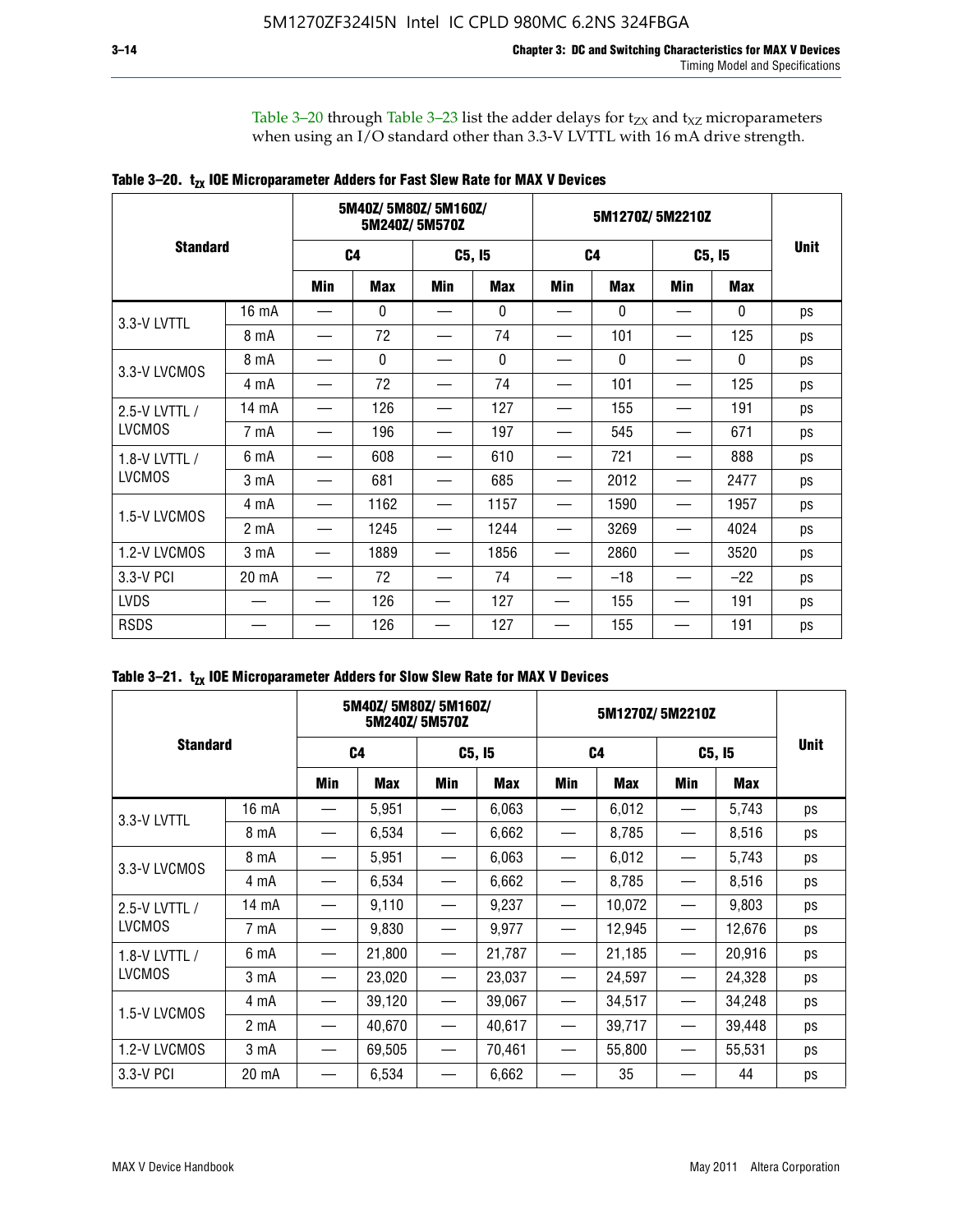Table 3–20 through Table 3–23 list the adder delays for $t_{ZX}$ and $t_{XZ}$ microparameters when using an I/O standard other than 3.3-V LVTTL with 16 mA drive strength.

**Table 3–20. $t_{ZX}$ IOE Microparameter Adders for Fast Slew Rate for MAX V Devices**

| Standard | | 5M40Z/ 5M80Z/ 5M160Z/ 5M240Z/ 5M570Z | | | | 5M1270Z/ 5M2210Z | | | | Unit |
|---|---|---|---|---|---|---|---|---|---|---|
| | | C4 | | C5, I5 | | C4 | | C5, I5 | | |
| | | Min | Max | Min | Max | Min | Max | Min | Max | |
| 3.3-V LVTTL | 16 mA | — | 0 | — | 0 | — | 0 | — | 0 | ps |
| | 8 mA | — | 72 | — | 74 | — | 101 | — | 125 | ps |
| 3.3-V LVCMOS | 8 mA | — | 0 | — | 0 | — | 0 | — | 0 | ps |
| | 4 mA | — | 72 | — | 74 | — | 101 | — | 125 | ps |
| 2.5-V LVTTL / LVCMOS | 14 mA | — | 126 | — | 127 | — | 155 | — | 191 | ps |
| | 7 mA | — | 196 | — | 197 | — | 545 | — | 671 | ps |
| 1.8-V LVTTL / LVCMOS | 6 mA | — | 608 | — | 610 | — | 721 | — | 888 | ps |
| | 3 mA | — | 681 | — | 685 | — | 2012 | — | 2477 | ps |
| 1.5-V LVCMOS | 4 mA | — | 1162 | — | 1157 | — | 1590 | — | 1957 | ps |
| | 2 mA | — | 1245 | — | 1244 | — | 3269 | — | 4024 | ps |
| 1.2-V LVCMOS | 3 mA | — | 1889 | — | 1856 | — | 2860 | — | 3520 | ps |
| 3.3-V PCI | 20 mA | — | 72 | — | 74 | — | –18 | — | –22 | ps |
| LVDS | — | — | 126 | — | 127 | — | 155 | — | 191 | ps |
| RSDS | — | — | 126 | — | 127 | — | 155 | — | 191 | ps |

**Table 3–21. $t_{ZX}$ IOE Microparameter Adders for Slow Slew Rate for MAX V Devices**

| Standard | | 5M40Z/ 5M80Z/ 5M160Z/ 5M240Z/ 5M570Z | | | | 5M1270Z/ 5M2210Z | | | | Unit |
|---|---|---|---|---|---|---|---|---|---|---|
| | | C4 | | C5, I5 | | C4 | | C5, I5 | | |
| | | Min | Max | Min | Max | Min | Max | Min | Max | |
| 3.3-V LVTTL | 16 mA | — | 5,951 | — | 6,063 | — | 6,012 | — | 5,743 | ps |
| | 8 mA | — | 6,534 | — | 6,662 | — | 8,785 | — | 8,516 | ps |
| 3.3-V LVCMOS | 8 mA | — | 5,951 | — | 6,063 | — | 6,012 | — | 5,743 | ps |
| | 4 mA | — | 6,534 | — | 6,662 | — | 8,785 | — | 8,516 | ps |
| 2.5-V LVTTL / LVCMOS | 14 mA | — | 9,110 | — | 9,237 | — | 10,072 | — | 9,803 | ps |
| | 7 mA | — | 9,830 | — | 9,977 | — | 12,945 | — | 12,676 | ps |
| 1.8-V LVTTL / LVCMOS | 6 mA | — | 21,800 | — | 21,787 | — | 21,185 | — | 20,916 | ps |
| | 3 mA | — | 23,020 | — | 23,037 | — | 24,597 | — | 24,328 | ps |
| 1.5-V LVCMOS | 4 mA | — | 39,120 | — | 39,067 | — | 34,517 | — | 34,248 | ps |
| | 2 mA | — | 40,670 | — | 40,617 | — | 39,717 | — | 39,448 | ps |
| 1.2-V LVCMOS | 3 mA | — | 69,505 | — | 70,461 | — | 55,800 | — | 55,531 | ps |
| 3.3-V PCI | 20 mA | — | 6,534 | — | 6,662 | — | 35 | — | 44 | ps |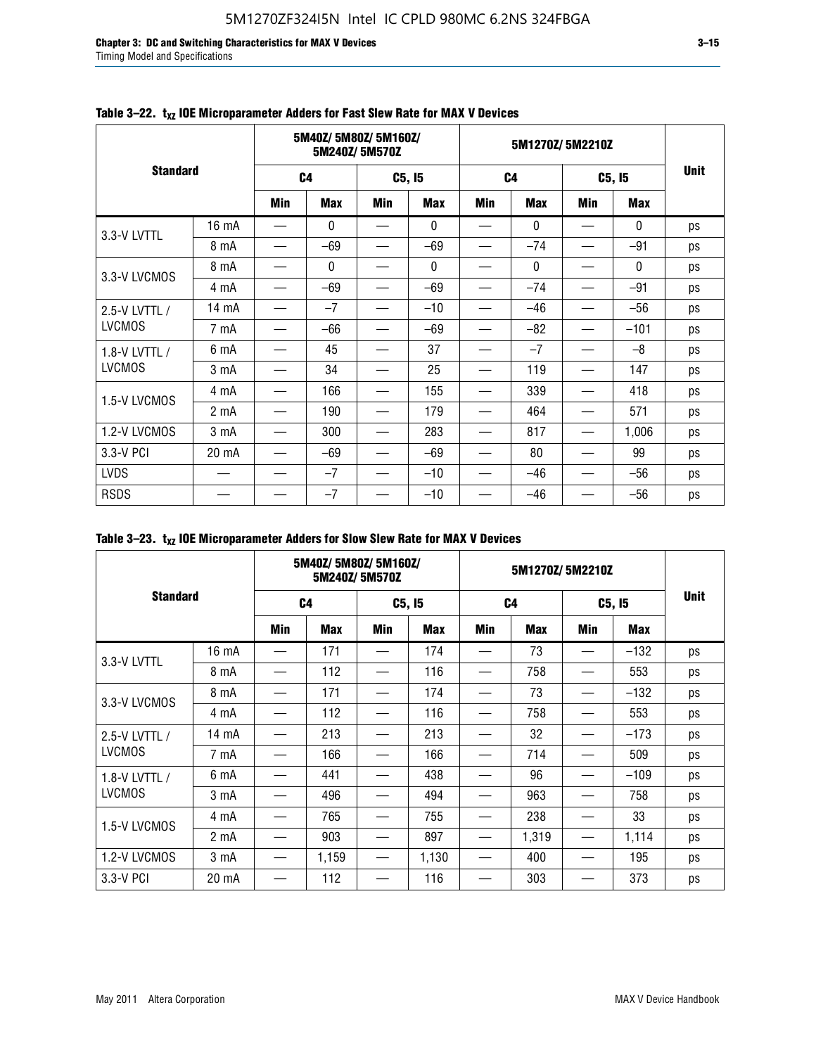**Table 3–22. $t_{XZ}$ IOE Microparameter Adders for Fast Slew Rate for MAX V Devices**

| Standard | | 5M40Z/ 5M80Z/ 5M160Z/ 5M240Z/ 5M570Z | | | | 5M1270Z/ 5M2210Z | | | | Unit |
|---|---|---|---|---|---|---|---|---|---|---|
| | | C4 | | C5, I5 | | C4 | | C5, I5 | | |
| | | Min | Max | Min | Max | Min | Max | Min | Max | |
| 3.3-V LVTTL | 16 mA | — | 0 | — | 0 | — | 0 | — | 0 | ps |
| | 8 mA | — | –69 | — | –69 | — | –74 | — | –91 | ps |
| 3.3-V LVCMOS | 8 mA | — | 0 | — | 0 | — | 0 | — | 0 | ps |
| | 4 mA | — | –69 | — | –69 | — | –74 | — | –91 | ps |
| 2.5-V LVTTL / LVCMOS | 14 mA | — | –7 | — | –10 | — | –46 | — | –56 | ps |
| | 7 mA | — | –66 | — | –69 | — | –82 | — | –101 | ps |
| 1.8-V LVTTL / LVCMOS | 6 mA | — | 45 | — | 37 | — | –7 | — | –8 | ps |
| | 3 mA | — | 34 | — | 25 | — | 119 | — | 147 | ps |
| 1.5-V LVCMOS | 4 mA | — | 166 | — | 155 | — | 339 | — | 418 | ps |
| | 2 mA | — | 190 | — | 179 | — | 464 | — | 571 | ps |
| 1.2-V LVCMOS | 3 mA | — | 300 | — | 283 | — | 817 | — | 1,006 | ps |
| 3.3-V PCI | 20 mA | — | –69 | — | –69 | — | 80 | — | 99 | ps |
| LVDS | — | — | –7 | — | –10 | — | –46 | — | –56 | ps |
| RSDS | — | — | –7 | — | –10 | — | –46 | — | –56 | ps |

**Table 3–23. $t_{XZ}$ IOE Microparameter Adders for Slow Slew Rate for MAX V Devices**

| Standard | | 5M40Z/ 5M80Z/ 5M160Z/ 5M240Z/ 5M570Z | | | | 5M1270Z/ 5M2210Z | | | | Unit |
|---|---|---|---|---|---|---|---|---|---|---|
| | | C4 | | C5, I5 | | C4 | | C5, I5 | | |
| | | Min | Max | Min | Max | Min | Max | Min | Max | |
| 3.3-V LVTTL | 16 mA | — | 171 | — | 174 | — | 73 | — | –132 | ps |
| | 8 mA | — | 112 | — | 116 | — | 758 | — | 553 | ps |
| 3.3-V LVCMOS | 8 mA | — | 171 | — | 174 | — | 73 | — | –132 | ps |
| | 4 mA | — | 112 | — | 116 | — | 758 | — | 553 | ps |
| 2.5-V LVTTL / LVCMOS | 14 mA | — | 213 | — | 213 | — | 32 | — | –173 | ps |
| | 7 mA | — | 166 | — | 166 | — | 714 | — | 509 | ps |
| 1.8-V LVTTL / LVCMOS | 6 mA | — | 441 | — | 438 | — | 96 | — | –109 | ps |
| | 3 mA | — | 496 | — | 494 | — | 963 | — | 758 | ps |
| 1.5-V LVCMOS | 4 mA | — | 765 | — | 755 | — | 238 | — | 33 | ps |
| | 2 mA | — | 903 | — | 897 | — | 1,319 | — | 1,114 | ps |
| 1.2-V LVCMOS | 3 mA | — | 1,159 | — | 1,130 | — | 400 | — | 195 | ps |
| 3.3-V PCI | 20 mA | — | 112 | — | 116 | — | 303 | — | 373 | ps |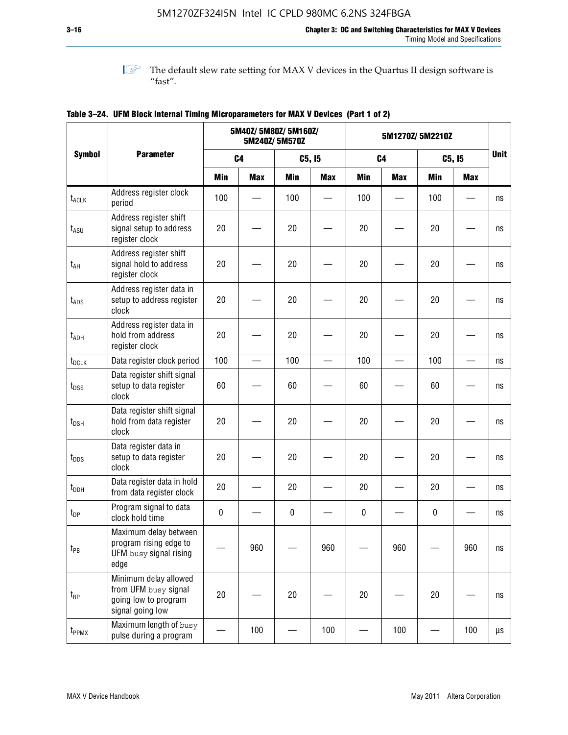The default slew rate setting for MAX V devices in the Quartus II design software is "fast".

**Table 3–24. UFM Block Internal Timing Microparameters for MAX V Devices (Part 1 of 2)**

| Symbol | Parameter | 5M40Z/ 5M80Z/ 5M160Z/ 5M240Z/ 5M570Z | | | | 5M1270Z/ 5M2210Z | | | | Unit |
|---|---|---|---|---|---|---|---|---|---|---|
| | | C4 | | C5, I5 | | C4 | | C5, I5 | | |
| | | Min | Max | Min | Max | Min | Max | Min | Max | |
| $t_{ACLK}$ | Address register clock period | 100 | — | 100 | — | 100 | — | 100 | — | ns |
| $t_{ASU}$ | Address register shift signal setup to address register clock | 20 | — | 20 | — | 20 | — | 20 | — | ns |
| $t_{AH}$ | Address register shift signal hold to address register clock | 20 | — | 20 | — | 20 | — | 20 | — | ns |
| $t_{ADS}$ | Address register data in setup to address register clock | 20 | — | 20 | — | 20 | — | 20 | — | ns |
| $t_{ADH}$ | Address register data in hold from address register clock | 20 | — | 20 | — | 20 | — | 20 | — | ns |
| $t_{DCLK}$ | Data register clock period | 100 | — | 100 | — | 100 | — | 100 | — | ns |
| $t_{DSS}$ | Data register shift signal setup to data register clock | 60 | — | 60 | — | 60 | — | 60 | — | ns |
| $t_{DSH}$ | Data register shift signal hold from data register clock | 20 | — | 20 | — | 20 | — | 20 | — | ns |
| $t_{DDS}$ | Data register data in setup to data register clock | 20 | — | 20 | — | 20 | — | 20 | — | ns |
| $t_{DDH}$ | Data register data in hold from data register clock | 20 | — | 20 | — | 20 | — | 20 | — | ns |
| $t_{DP}$ | Program signal to data clock hold time | 0 | — | 0 | — | 0 | — | 0 | — | ns |
| $t_{PB}$ | Maximum delay between program rising edge to UFM `busy` signal rising edge | — | 960 | — | 960 | — | 960 | — | 960 | ns |
| $t_{BP}$ | Minimum delay allowed from UFM `busy` signal going low to program signal going low | 20 | — | 20 | — | 20 | — | 20 | — | ns |
| $t_{PPMX}$ | Maximum length of `busy` pulse during a program | — | 100 | — | 100 | — | 100 | — | 100 | µs |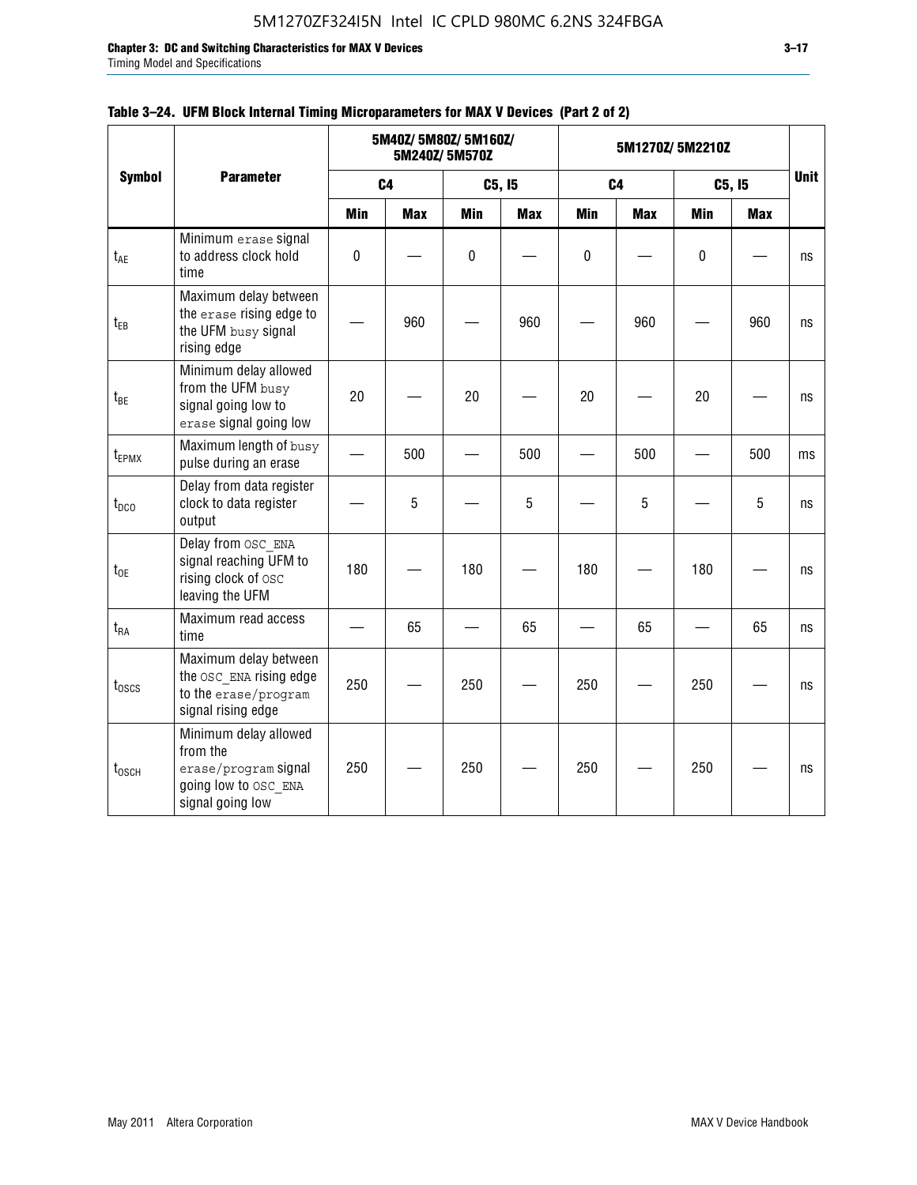**Table 3–24. UFM Block Internal Timing Microparameters for MAX V Devices (Part 2 of 2)**

| Symbol | Parameter | 5M40Z/ 5M80Z/ 5M160Z/ 5M240Z/ 5M570Z | | | | 5M1270Z/ 5M2210Z | | | | Unit |
|---|---|---|---|---|---|---|---|---|---|---|
| | | C4 | | C5, I5 | | C4 | | C5, I5 | | |
| | | Min | Max | Min | Max | Min | Max | Min | Max | |
| $t_{AE}$ | Minimum erase signal to address clock hold time | 0 | — | 0 | — | 0 | — | 0 | — | ns |
| $t_{EB}$ | Maximum delay between the erase rising edge to the UFM busy signal rising edge | — | 960 | — | 960 | — | 960 | — | 960 | ns |
| $t_{BE}$ | Minimum delay allowed from the UFM busy signal going low to erase signal going low | 20 | — | 20 | — | 20 | — | 20 | — | ns |
| $t_{EPMX}$ | Maximum length of busy pulse during an erase | — | 500 | — | 500 | — | 500 | — | 500 | ms |
| $t_{DCO}$ | Delay from data register clock to data register output | — | 5 | — | 5 | — | 5 | — | 5 | ns |
| $t_{OE}$ | Delay from OSC_ENA signal reaching UFM to rising clock of OSC leaving the UFM | 180 | — | 180 | — | 180 | — | 180 | — | ns |
| $t_{RA}$ | Maximum read access time | — | 65 | — | 65 | — | 65 | — | 65 | ns |
| $t_{OSCS}$ | Maximum delay between the OSC_ENA rising edge to the erase/program signal rising edge | 250 | — | 250 | — | 250 | — | 250 | — | ns |
| $t_{OSCH}$ | Minimum delay allowed from the erase/program signal going low to OSC_ENA signal going low | 250 | — | 250 | — | 250 | — | 250 | — | ns |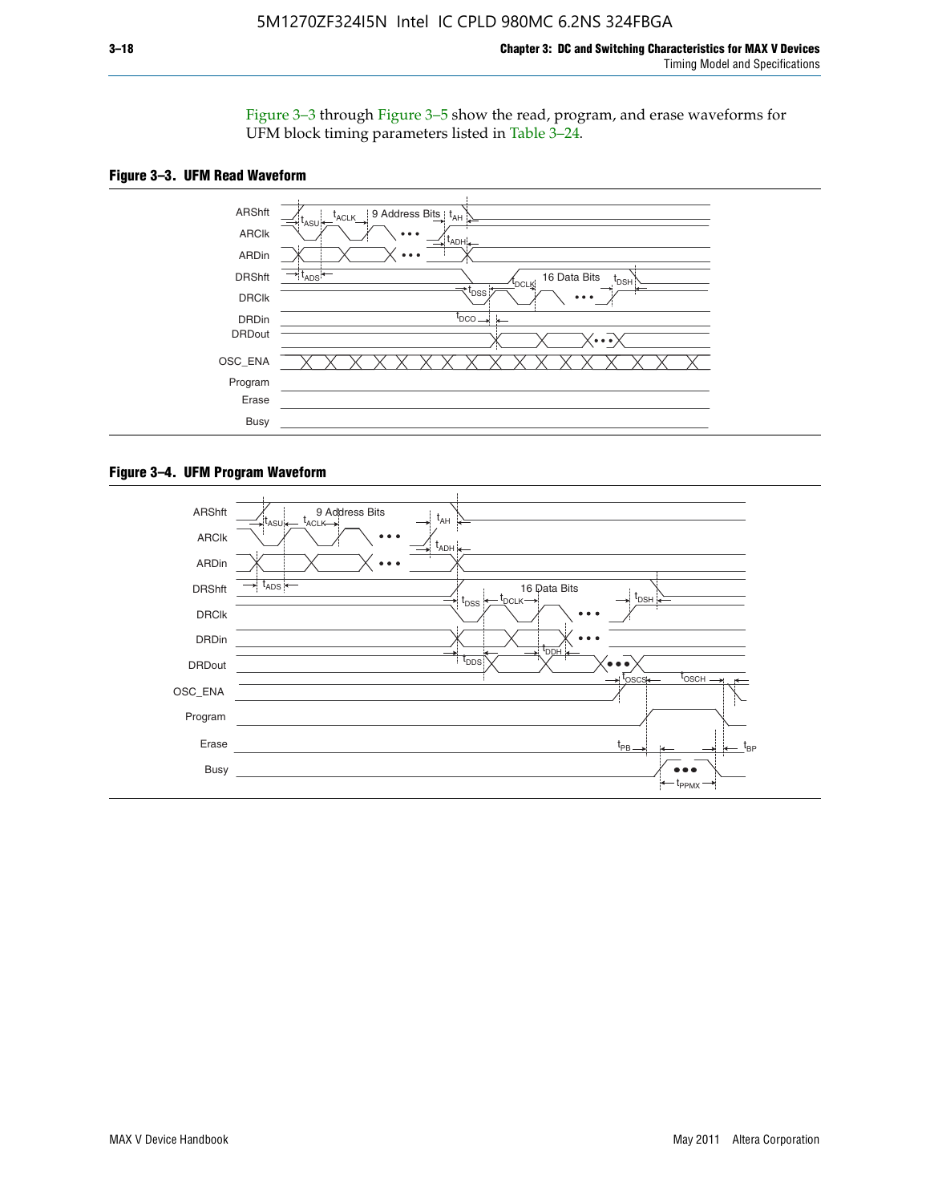Figure 3–3 through Figure 3–5 show the read, program, and erase waveforms for UFM block timing parameters listed in Table 3–24.

**Figure 3–3. UFM Read Waveform**

**Figure 3–4. UFM Program Waveform**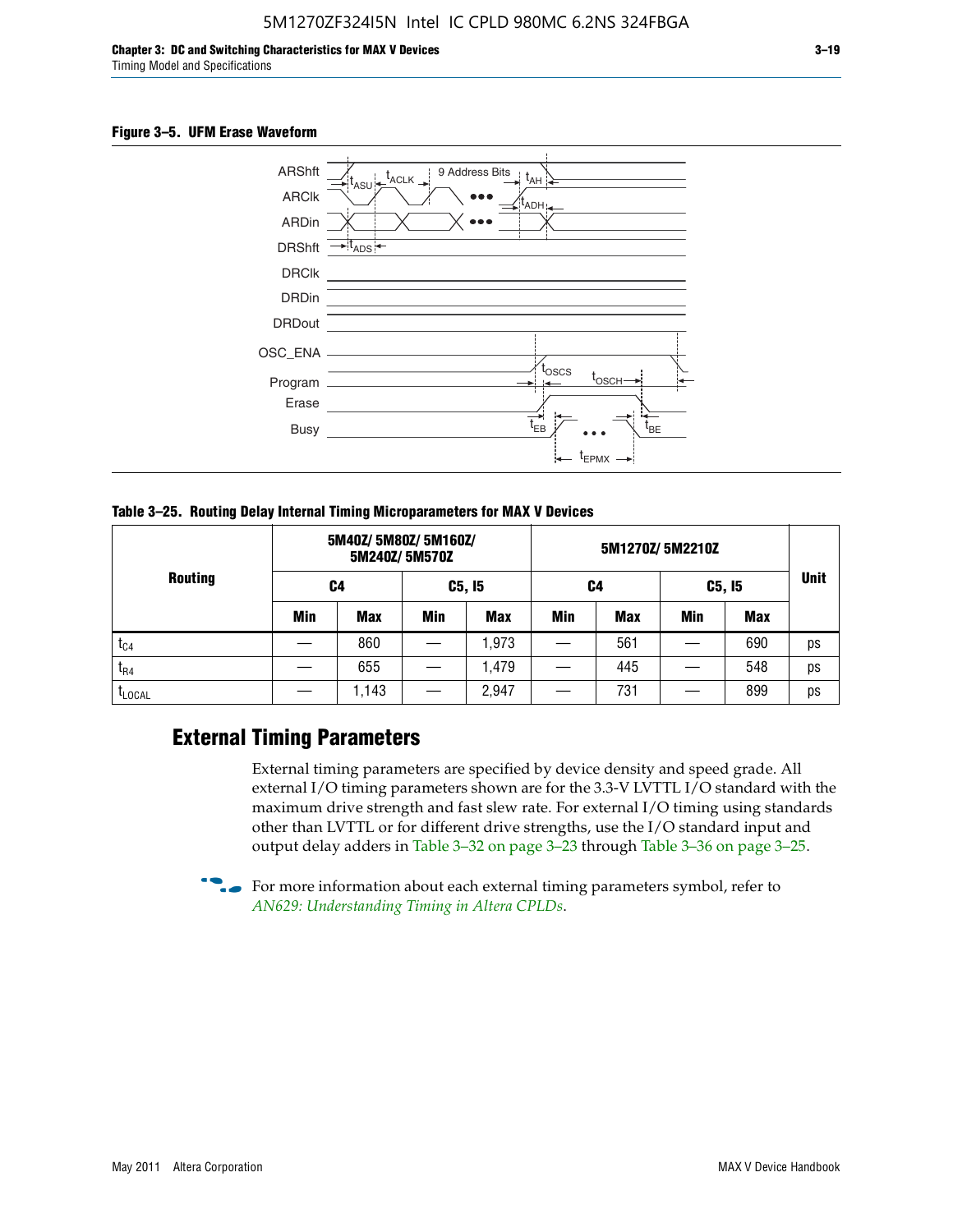**Figure 3–5. UFM Erase Waveform**

**Table 3–25. Routing Delay Internal Timing Microparameters for MAX V Devices**

| Routing | 5M40Z/ 5M80Z/ 5M160Z/ 5M240Z/ 5M570Z | | | | 5M1270Z/ 5M2210Z | | | | Unit |
|---|---|---|---|---|---|---|---|---|---|
| | C4 | | C5, I5 | | C4 | | C5, I5 | | |
| | Min | Max | Min | Max | Min | Max | Min | Max | |
| $t_{C4}$ | — | 860 | — | 1,973 | — | 561 | — | 690 | ps |
| $t_{R4}$ | — | 655 | — | 1,479 | — | 445 | — | 548 | ps |
| $t_{LOCAL}$ | — | 1,143 | — | 2,947 | — | 731 | — | 899 | ps |

## External Timing Parameters

External timing parameters are specified by device density and speed grade. All external I/O timing parameters shown are for the 3.3-V LVTTL I/O standard with the maximum drive strength and fast slew rate. For external I/O timing using standards other than LVTTL or for different drive strengths, use the I/O standard input and output delay adders in Table 3–32 on page 3–23 through Table 3–36 on page 3–25.

For more information about each external timing parameters symbol, refer to *AN629: Understanding Timing in Altera CPLDs*.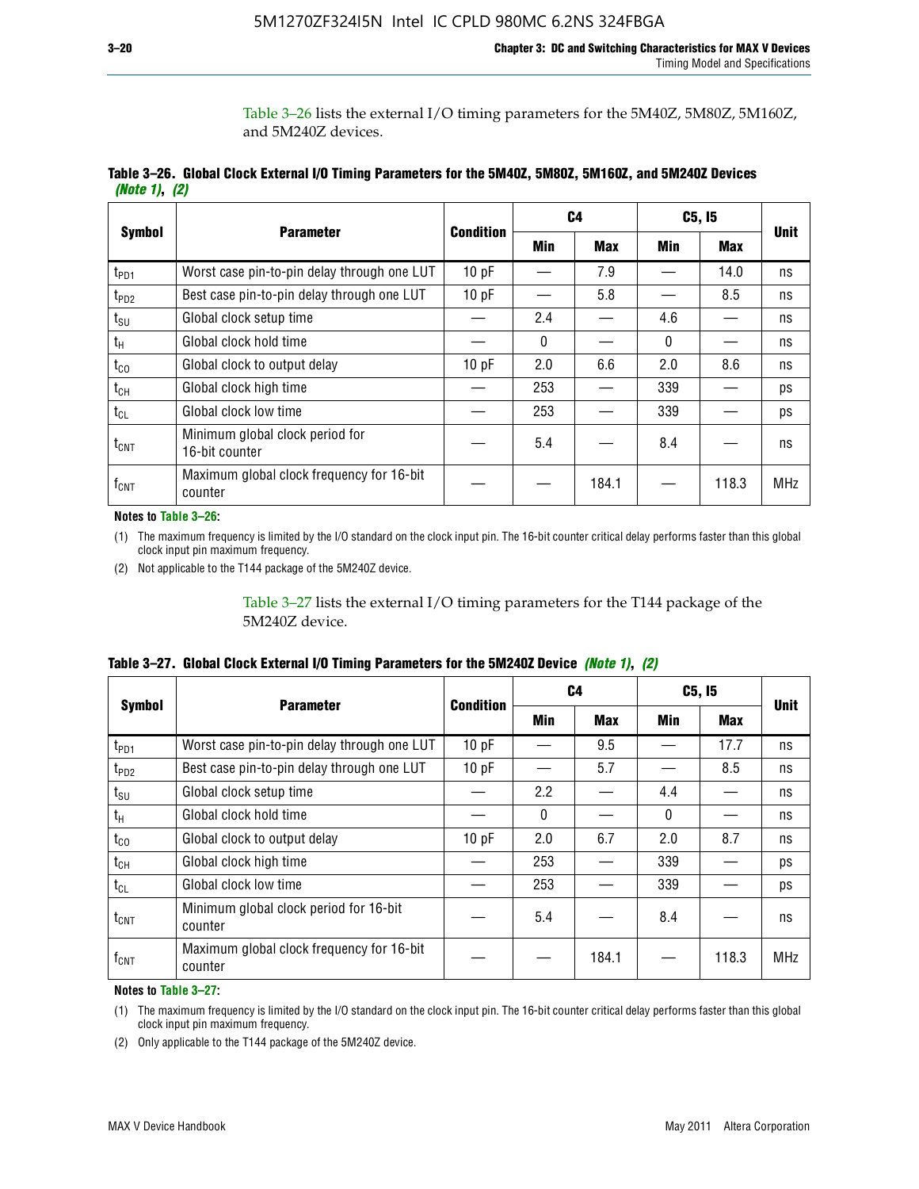Table 3–26 lists the external I/O timing parameters for the 5M40Z, 5M80Z, 5M160Z, and 5M240Z devices.

**Table 3–26. Global Clock External I/O Timing Parameters for the 5M40Z, 5M80Z, 5M160Z, and 5M240Z Devices *(Note 1)*, *(2)***

| Symbol | Parameter | Condition | C4 | | C5, I5 | | Unit |
|---|---|---|---|---|---|---|---|
| | | | Min | Max | Min | Max | |
| $t_{PD1}$ | Worst case pin-to-pin delay through one LUT | 10 pF | — | 7.9 | — | 14.0 | ns |
| $t_{PD2}$ | Best case pin-to-pin delay through one LUT | 10 pF | — | 5.8 | — | 8.5 | ns |
| $t_{SU}$ | Global clock setup time | — | 2.4 | — | 4.6 | — | ns |
| $t_H$ | Global clock hold time | — | 0 | — | 0 | — | ns |
| $t_{CO}$ | Global clock to output delay | 10 pF | 2.0 | 6.6 | 2.0 | 8.6 | ns |
| $t_{CH}$ | Global clock high time | — | 253 | — | 339 | — | ps |
| $t_{CL}$ | Global clock low time | — | 253 | — | 339 | — | ps |
| $t_{CNT}$ | Minimum global clock period for 16-bit counter | — | 5.4 | — | 8.4 | — | ns |
| $f_{CNT}$ | Maximum global clock frequency for 16-bit counter | — | — | 184.1 | — | 118.3 | MHz |

**Notes to Table 3–26:**

(1) The maximum frequency is limited by the I/O standard on the clock input pin. The 16-bit counter critical delay performs faster than this global clock input pin maximum frequency.

(2) Not applicable to the T144 package of the 5M240Z device.

Table 3–27 lists the external I/O timing parameters for the T144 package of the 5M240Z device.

**Table 3–27. Global Clock External I/O Timing Parameters for the 5M240Z Device *(Note 1)*, *(2)***

| Symbol | Parameter | Condition | C4 | | C5, I5 | | Unit |
|---|---|---|---|---|---|---|---|
| | | | Min | Max | Min | Max | |
| $t_{PD1}$ | Worst case pin-to-pin delay through one LUT | 10 pF | — | 9.5 | — | 17.7 | ns |
| $t_{PD2}$ | Best case pin-to-pin delay through one LUT | 10 pF | — | 5.7 | — | 8.5 | ns |
| $t_{SU}$ | Global clock setup time | — | 2.2 | — | 4.4 | — | ns |
| $t_H$ | Global clock hold time | — | 0 | — | 0 | — | ns |
| $t_{CO}$ | Global clock to output delay | 10 pF | 2.0 | 6.7 | 2.0 | 8.7 | ns |
| $t_{CH}$ | Global clock high time | — | 253 | — | 339 | — | ps |
| $t_{CL}$ | Global clock low time | — | 253 | — | 339 | — | ps |
| $t_{CNT}$ | Minimum global clock period for 16-bit counter | — | 5.4 | — | 8.4 | — | ns |
| $f_{CNT}$ | Maximum global clock frequency for 16-bit counter | — | — | 184.1 | — | 118.3 | MHz |

**Notes to Table 3–27:**

(1) The maximum frequency is limited by the I/O standard on the clock input pin. The 16-bit counter critical delay performs faster than this global clock input pin maximum frequency.

(2) Only applicable to the T144 package of the 5M240Z device.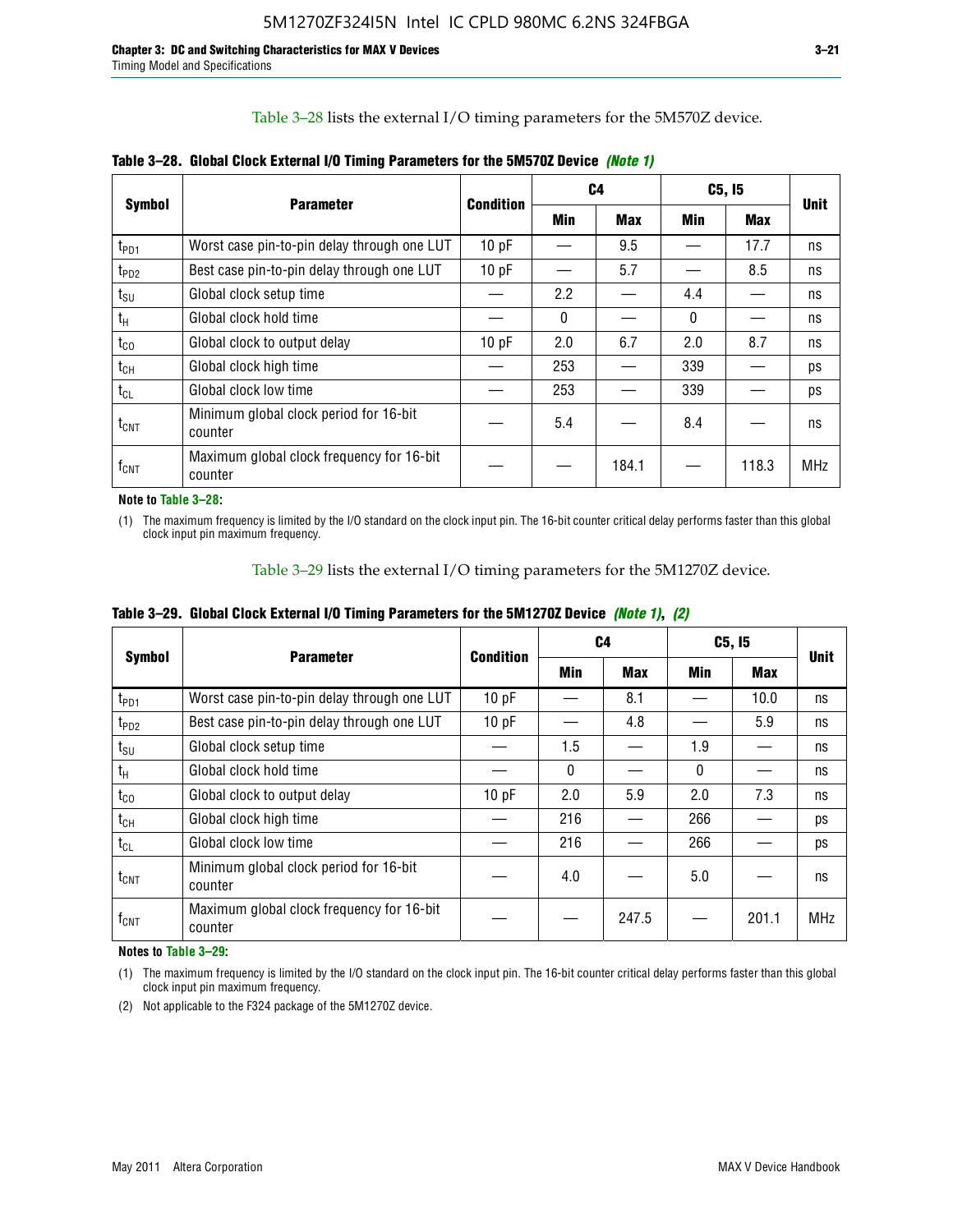Table 3–28 lists the external I/O timing parameters for the 5M570Z device.

**Table 3–28. Global Clock External I/O Timing Parameters for the 5M570Z Device** *(Note 1)*

| Symbol | Parameter | Condition | C4 | | C5, I5 | | Unit |
|---|---|---|---|---|---|---|---|
| | | | Min | Max | Min | Max | |
| $t_{PD1}$ | Worst case pin-to-pin delay through one LUT | 10 pF | — | 9.5 | — | 17.7 | ns |
| $t_{PD2}$ | Best case pin-to-pin delay through one LUT | 10 pF | — | 5.7 | — | 8.5 | ns |
| $t_{SU}$ | Global clock setup time | — | 2.2 | — | 4.4 | — | ns |
| $t_H$ | Global clock hold time | — | 0 | — | 0 | — | ns |
| $t_{CO}$ | Global clock to output delay | 10 pF | 2.0 | 6.7 | 2.0 | 8.7 | ns |
| $t_{CH}$ | Global clock high time | — | 253 | — | 339 | — | ps |
| $t_{CL}$ | Global clock low time | — | 253 | — | 339 | — | ps |
| $t_{CNT}$ | Minimum global clock period for 16-bit counter | — | 5.4 | — | 8.4 | — | ns |
| $f_{CNT}$ | Maximum global clock frequency for 16-bit counter | — | — | 184.1 | — | 118.3 | MHz |

**Note to Table 3–28:**

(1) The maximum frequency is limited by the I/O standard on the clock input pin. The 16-bit counter critical delay performs faster than this global clock input pin maximum frequency.

Table 3–29 lists the external I/O timing parameters for the 5M1270Z device.

**Table 3–29. Global Clock External I/O Timing Parameters for the 5M1270Z Device** *(Note 1)*, *(2)*

| Symbol | Parameter | Condition | C4 | | C5, I5 | | Unit |
|---|---|---|---|---|---|---|---|
| | | | Min | Max | Min | Max | |
| $t_{PD1}$ | Worst case pin-to-pin delay through one LUT | 10 pF | — | 8.1 | — | 10.0 | ns |
| $t_{PD2}$ | Best case pin-to-pin delay through one LUT | 10 pF | — | 4.8 | — | 5.9 | ns |
| $t_{SU}$ | Global clock setup time | — | 1.5 | — | 1.9 | — | ns |
| $t_H$ | Global clock hold time | — | 0 | — | 0 | — | ns |
| $t_{CO}$ | Global clock to output delay | 10 pF | 2.0 | 5.9 | 2.0 | 7.3 | ns |
| $t_{CH}$ | Global clock high time | — | 216 | — | 266 | — | ps |
| $t_{CL}$ | Global clock low time | — | 216 | — | 266 | — | ps |
| $t_{CNT}$ | Minimum global clock period for 16-bit counter | — | 4.0 | — | 5.0 | — | ns |
| $f_{CNT}$ | Maximum global clock frequency for 16-bit counter | — | — | 247.5 | — | 201.1 | MHz |

**Notes to Table 3–29:**

(1) The maximum frequency is limited by the I/O standard on the clock input pin. The 16-bit counter critical delay performs faster than this global clock input pin maximum frequency.

(2) Not applicable to the F324 package of the 5M1270Z device.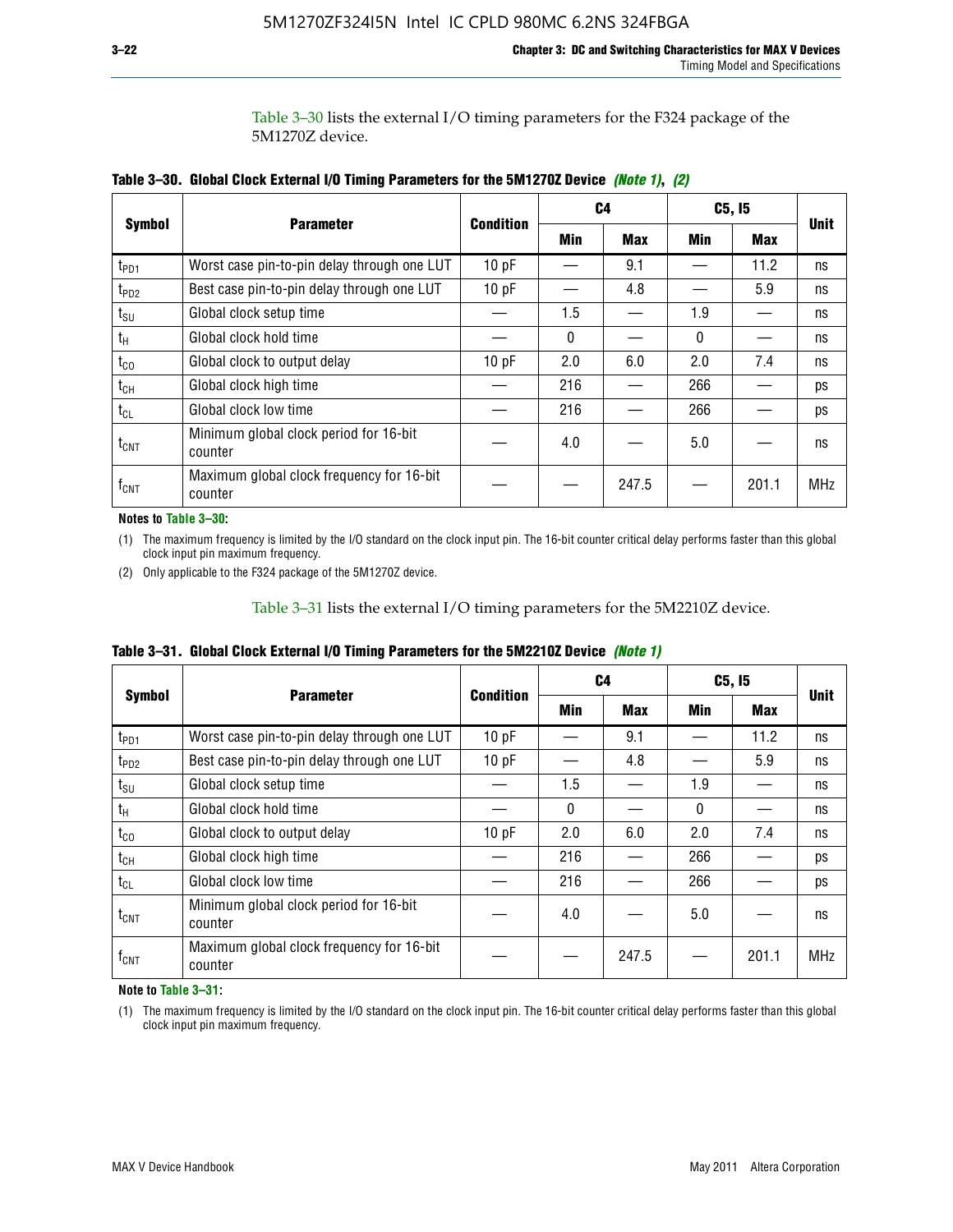Table 3–30 lists the external I/O timing parameters for the F324 package of the 5M1270Z device.

**Table 3–30. Global Clock External I/O Timing Parameters for the 5M1270Z Device *(Note 1)*, *(2)***

| Symbol | Parameter | Condition | C4 | | C5, I5 | | Unit |
|---|---|---|---|---|---|---|---|
| | | | Min | Max | Min | Max | |
| $t_{PD1}$ | Worst case pin-to-pin delay through one LUT | 10 pF | — | 9.1 | — | 11.2 | ns |
| $t_{PD2}$ | Best case pin-to-pin delay through one LUT | 10 pF | — | 4.8 | — | 5.9 | ns |
| $t_{SU}$ | Global clock setup time | — | 1.5 | — | 1.9 | — | ns |
| $t_{H}$ | Global clock hold time | — | 0 | — | 0 | — | ns |
| $t_{CO}$ | Global clock to output delay | 10 pF | 2.0 | 6.0 | 2.0 | 7.4 | ns |
| $t_{CH}$ | Global clock high time | — | 216 | — | 266 | — | ps |
| $t_{CL}$ | Global clock low time | — | 216 | — | 266 | — | ps |
| $t_{CNT}$ | Minimum global clock period for 16-bit counter | — | 4.0 | — | 5.0 | — | ns |
| $f_{CNT}$ | Maximum global clock frequency for 16-bit counter | — | — | 247.5 | — | 201.1 | MHz |

**Notes to Table 3–30:**

(1) The maximum frequency is limited by the I/O standard on the clock input pin. The 16-bit counter critical delay performs faster than this global clock input pin maximum frequency.

(2) Only applicable to the F324 package of the 5M1270Z device.

Table 3–31 lists the external I/O timing parameters for the 5M2210Z device.

**Table 3–31. Global Clock External I/O Timing Parameters for the 5M2210Z Device *(Note 1)***

| Symbol | Parameter | Condition | C4 | | C5, I5 | | Unit |
|---|---|---|---|---|---|---|---|
| | | | Min | Max | Min | Max | |
| $t_{PD1}$ | Worst case pin-to-pin delay through one LUT | 10 pF | — | 9.1 | — | 11.2 | ns |
| $t_{PD2}$ | Best case pin-to-pin delay through one LUT | 10 pF | — | 4.8 | — | 5.9 | ns |
| $t_{SU}$ | Global clock setup time | — | 1.5 | — | 1.9 | — | ns |
| $t_{H}$ | Global clock hold time | — | 0 | — | 0 | — | ns |
| $t_{CO}$ | Global clock to output delay | 10 pF | 2.0 | 6.0 | 2.0 | 7.4 | ns |
| $t_{CH}$ | Global clock high time | — | 216 | — | 266 | — | ps |
| $t_{CL}$ | Global clock low time | — | 216 | — | 266 | — | ps |
| $t_{CNT}$ | Minimum global clock period for 16-bit counter | — | 4.0 | — | 5.0 | — | ns |
| $f_{CNT}$ | Maximum global clock frequency for 16-bit counter | — | — | 247.5 | — | 201.1 | MHz |

**Note to Table 3–31:**

(1) The maximum frequency is limited by the I/O standard on the clock input pin. The 16-bit counter critical delay performs faster than this global clock input pin maximum frequency.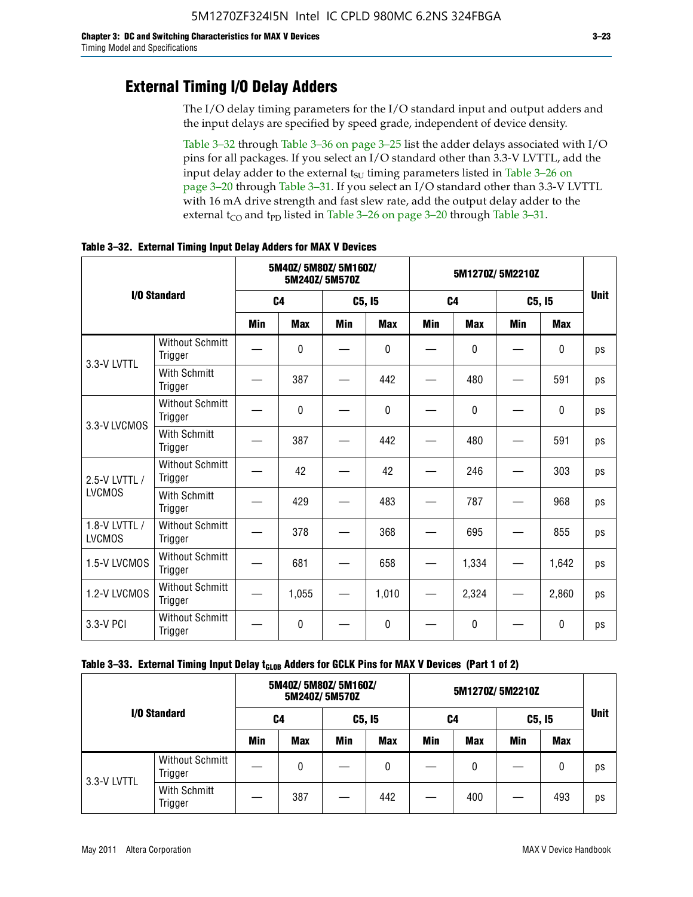## External Timing I/O Delay Adders

The I/O delay timing parameters for the I/O standard input and output adders and the input delays are specified by speed grade, independent of device density.

Table 3–32 through Table 3–36 on page 3–25 list the adder delays associated with I/O pins for all packages. If you select an I/O standard other than 3.3-V LVTTL, add the input delay adder to the external $t_{SU}$ timing parameters listed in Table 3–26 on page 3–20 through Table 3–31. If you select an I/O standard other than 3.3-V LVTTL with 16 mA drive strength and fast slew rate, add the output delay adder to the external $t_{CO}$ and $t_{PD}$ listed in Table 3–26 on page 3–20 through Table 3–31.

**Table 3–32. External Timing Input Delay Adders for MAX V Devices**

| I/O Standard | | 5M40Z/ 5M80Z/ 5M160Z/ 5M240Z/ 5M570Z | | | | 5M1270Z/ 5M2210Z | | | | Unit |
|---|---|---|---|---|---|---|---|---|---|---|
| | | C4 | | C5, I5 | | C4 | | C5, I5 | | |
| | | Min | Max | Min | Max | Min | Max | Min | Max | |
| 3.3-V LVTTL | Without Schmitt Trigger | — | 0 | — | 0 | — | 0 | — | 0 | ps |
| | With Schmitt Trigger | — | 387 | — | 442 | — | 480 | — | 591 | ps |
| 3.3-V LVCMOS | Without Schmitt Trigger | — | 0 | — | 0 | — | 0 | — | 0 | ps |
| | With Schmitt Trigger | — | 387 | — | 442 | — | 480 | — | 591 | ps |
| 2.5-V LVTTL / LVCMOS | Without Schmitt Trigger | — | 42 | — | 42 | — | 246 | — | 303 | ps |
| | With Schmitt Trigger | — | 429 | — | 483 | — | 787 | — | 968 | ps |
| 1.8-V LVTTL / LVCMOS | Without Schmitt Trigger | — | 378 | — | 368 | — | 695 | — | 855 | ps |
| 1.5-V LVCMOS | Without Schmitt Trigger | — | 681 | — | 658 | — | 1,334 | — | 1,642 | ps |
| 1.2-V LVCMOS | Without Schmitt Trigger | — | 1,055 | — | 1,010 | — | 2,324 | — | 2,860 | ps |
| 3.3-V PCI | Without Schmitt Trigger | — | 0 | — | 0 | — | 0 | — | 0 | ps |

**Table 3–33. External Timing Input Delay $t_{GLOB}$ Adders for GCLK Pins for MAX V Devices (Part 1 of 2)**

| I/O Standard | | 5M40Z/ 5M80Z/ 5M160Z/ 5M240Z/ 5M570Z | | | | 5M1270Z/ 5M2210Z | | | | Unit |
|---|---|---|---|---|---|---|---|---|---|---|
| | | C4 | | C5, I5 | | C4 | | C5, I5 | | |
| | | Min | Max | Min | Max | Min | Max | Min | Max | |
| 3.3-V LVTTL | Without Schmitt Trigger | — | 0 | — | 0 | — | 0 | — | 0 | ps |
| | With Schmitt Trigger | — | 387 | — | 442 | — | 400 | — | 493 | ps |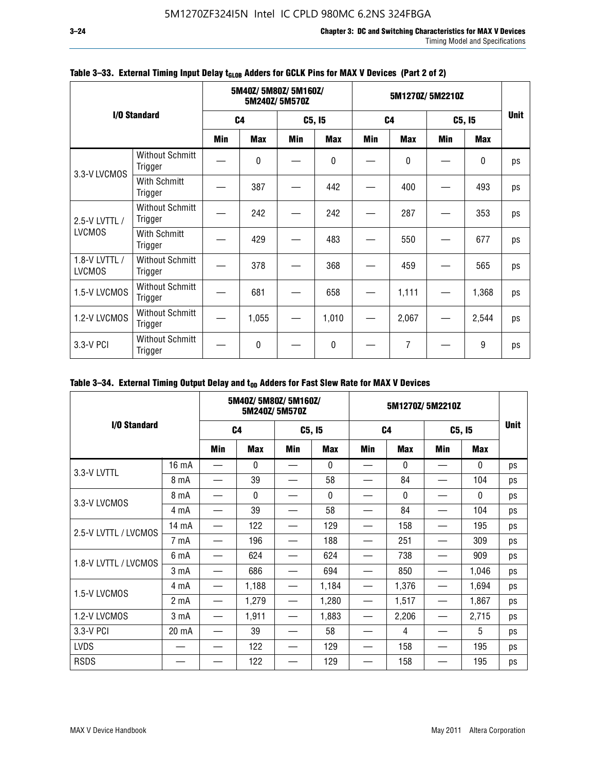5M1270ZF324I5N Intel IC CPLD 980MC 6.2NS 324FBGA

**Table 3–33. External Timing Input Delay $t_{GLOB}$ Adders for GCLK Pins for MAX V Devices (Part 2 of 2)**

| I/O Standard | | 5M40Z/ 5M80Z/ 5M160Z/ 5M240Z/ 5M570Z | | | | 5M1270Z/ 5M2210Z | | | | Unit |
|---|---|---|---|---|---|---|---|---|---|---|
| | | C4 | | C5, I5 | | C4 | | C5, I5 | | |
| | | Min | Max | Min | Max | Min | Max | Min | Max | |
| 3.3-V LVCMOS | Without Schmitt Trigger | — | 0 | — | 0 | — | 0 | — | 0 | ps |
| | With Schmitt Trigger | — | 387 | — | 442 | — | 400 | — | 493 | ps |
| 2.5-V LVTTL / LVCMOS | Without Schmitt Trigger | — | 242 | — | 242 | — | 287 | — | 353 | ps |
| | With Schmitt Trigger | — | 429 | — | 483 | — | 550 | — | 677 | ps |
| 1.8-V LVTTL / LVCMOS | Without Schmitt Trigger | — | 378 | — | 368 | — | 459 | — | 565 | ps |
| 1.5-V LVCMOS | Without Schmitt Trigger | — | 681 | — | 658 | — | 1,111 | — | 1,368 | ps |
| 1.2-V LVCMOS | Without Schmitt Trigger | — | 1,055 | — | 1,010 | — | 2,067 | — | 2,544 | ps |
| 3.3-V PCI | Without Schmitt Trigger | — | 0 | — | 0 | — | 7 | — | 9 | ps |

**Table 3–34. External Timing Output Delay and $t_{OD}$ Adders for Fast Slew Rate for MAX V Devices**

| I/O Standard | | 5M40Z/ 5M80Z/ 5M160Z/ 5M240Z/ 5M570Z | | | | 5M1270Z/ 5M2210Z | | | | Unit |
|---|---|---|---|---|---|---|---|---|---|---|
| | | C4 | | C5, I5 | | C4 | | C5, I5 | | |
| | | Min | Max | Min | Max | Min | Max | Min | Max | |
| 3.3-V LVTTL | 16 mA | — | 0 | — | 0 | — | 0 | — | 0 | ps |
| | 8 mA | — | 39 | — | 58 | — | 84 | — | 104 | ps |
| 3.3-V LVCMOS | 8 mA | — | 0 | — | 0 | — | 0 | — | 0 | ps |
| | 4 mA | — | 39 | — | 58 | — | 84 | — | 104 | ps |
| 2.5-V LVTTL / LVCMOS | 14 mA | — | 122 | — | 129 | — | 158 | — | 195 | ps |
| | 7 mA | — | 196 | — | 188 | — | 251 | — | 309 | ps |
| 1.8-V LVTTL / LVCMOS | 6 mA | — | 624 | — | 624 | — | 738 | — | 909 | ps |
| | 3 mA | — | 686 | — | 694 | — | 850 | — | 1,046 | ps |
| 1.5-V LVCMOS | 4 mA | — | 1,188 | — | 1,184 | — | 1,376 | — | 1,694 | ps |
| | 2 mA | — | 1,279 | — | 1,280 | — | 1,517 | — | 1,867 | ps |
| 1.2-V LVCMOS | 3 mA | — | 1,911 | — | 1,883 | — | 2,206 | — | 2,715 | ps |
| 3.3-V PCI | 20 mA | — | 39 | — | 58 | — | 4 | — | 5 | ps |
| LVDS | — | — | 122 | — | 129 | — | 158 | — | 195 | ps |
| RSDS | — | — | 122 | — | 129 | — | 158 | — | 195 | ps |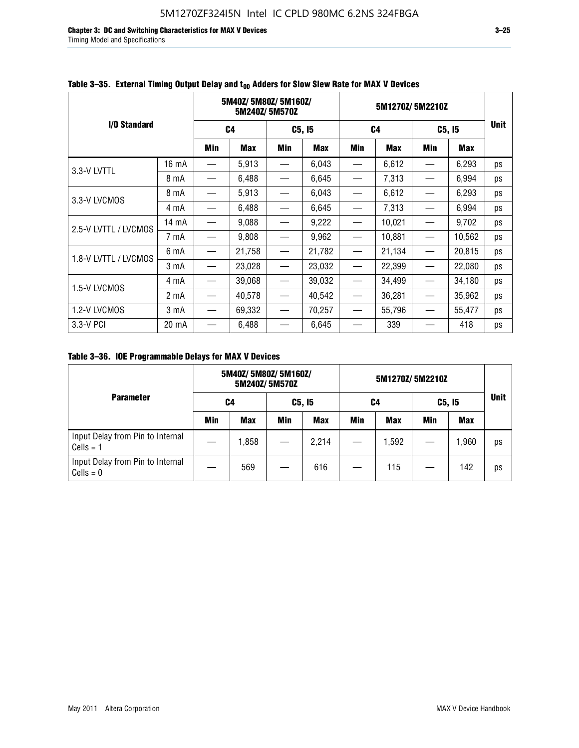**Table 3–35. External Timing Output Delay and $t_{OD}$ Adders for Slow Slew Rate for MAX V Devices**

| I/O Standard | | 5M40Z/ 5M80Z/ 5M160Z/ 5M240Z/ 5M570Z | | | | 5M1270Z/ 5M2210Z | | | | Unit |
|---|---|---|---|---|---|---|---|---|---|---|
| | | C4 | | C5, I5 | | C4 | | C5, I5 | | |
| | | Min | Max | Min | Max | Min | Max | Min | Max | |
| 3.3-V LVTTL | 16 mA | — | 5,913 | — | 6,043 | — | 6,612 | — | 6,293 | ps |
| | 8 mA | — | 6,488 | — | 6,645 | — | 7,313 | — | 6,994 | ps |
| 3.3-V LVCMOS | 8 mA | — | 5,913 | — | 6,043 | — | 6,612 | — | 6,293 | ps |
| | 4 mA | — | 6,488 | — | 6,645 | — | 7,313 | — | 6,994 | ps |
| 2.5-V LVTTL / LVCMOS | 14 mA | — | 9,088 | — | 9,222 | — | 10,021 | — | 9,702 | ps |
| | 7 mA | — | 9,808 | — | 9,962 | — | 10,881 | — | 10,562 | ps |
| 1.8-V LVTTL / LVCMOS | 6 mA | — | 21,758 | — | 21,782 | — | 21,134 | — | 20,815 | ps |
| | 3 mA | — | 23,028 | — | 23,032 | — | 22,399 | — | 22,080 | ps |
| 1.5-V LVCMOS | 4 mA | — | 39,068 | — | 39,032 | — | 34,499 | — | 34,180 | ps |
| | 2 mA | — | 40,578 | — | 40,542 | — | 36,281 | — | 35,962 | ps |
| 1.2-V LVCMOS | 3 mA | — | 69,332 | — | 70,257 | — | 55,796 | — | 55,477 | ps |
| 3.3-V PCI | 20 mA | — | 6,488 | — | 6,645 | — | 339 | — | 418 | ps |

**Table 3–36. IOE Programmable Delays for MAX V Devices**

| Parameter | 5M40Z/ 5M80Z/ 5M160Z/ 5M240Z/ 5M570Z | | | | 5M1270Z/ 5M2210Z | | | | Unit |
|---|---|---|---|---|---|---|---|---|---|
| | C4 | | C5, I5 | | C4 | | C5, I5 | | |
| | Min | Max | Min | Max | Min | Max | Min | Max | |
| Input Delay from Pin to Internal Cells = 1 | — | 1,858 | — | 2,214 | — | 1,592 | — | 1,960 | ps |
| Input Delay from Pin to Internal Cells = 0 | — | 569 | — | 616 | — | 115 | — | 142 | ps |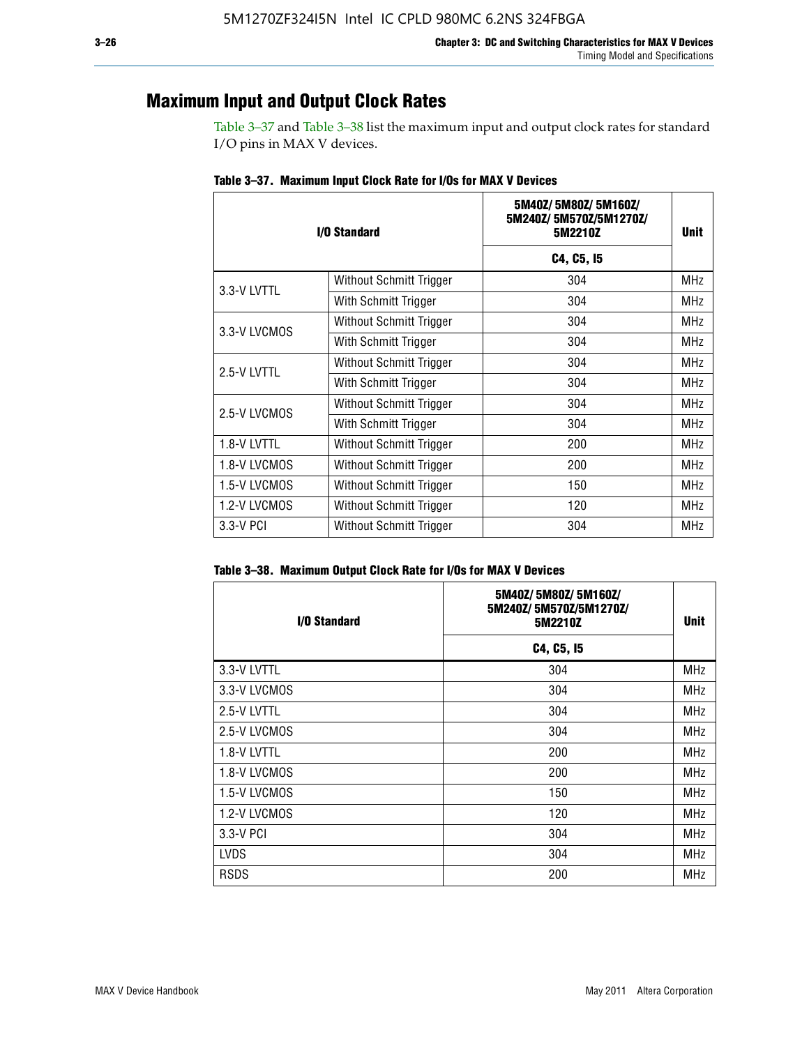## Maximum Input and Output Clock Rates

Table 3–37 and Table 3–38 list the maximum input and output clock rates for standard I/O pins in MAX V devices.

**Table 3–37. Maximum Input Clock Rate for I/Os for MAX V Devices**

| I/O Standard | | 5M40Z/ 5M80Z/ 5M160Z/ 5M240Z/ 5M570Z/5M1270Z/ 5M2210Z | Unit |
|---|---|---|---|
| | | C4, C5, I5 | |
| 3.3-V LVTTL | Without Schmitt Trigger | 304 | MHz |
| | With Schmitt Trigger | 304 | MHz |
| 3.3-V LVCMOS | Without Schmitt Trigger | 304 | MHz |
| | With Schmitt Trigger | 304 | MHz |
| 2.5-V LVTTL | Without Schmitt Trigger | 304 | MHz |
| | With Schmitt Trigger | 304 | MHz |
| 2.5-V LVCMOS | Without Schmitt Trigger | 304 | MHz |
| | With Schmitt Trigger | 304 | MHz |
| 1.8-V LVTTL | Without Schmitt Trigger | 200 | MHz |
| 1.8-V LVCMOS | Without Schmitt Trigger | 200 | MHz |
| 1.5-V LVCMOS | Without Schmitt Trigger | 150 | MHz |
| 1.2-V LVCMOS | Without Schmitt Trigger | 120 | MHz |
| 3.3-V PCI | Without Schmitt Trigger | 304 | MHz |

**Table 3–38. Maximum Output Clock Rate for I/Os for MAX V Devices**

| I/O Standard | 5M40Z/ 5M80Z/ 5M160Z/ 5M240Z/ 5M570Z/5M1270Z/ 5M2210Z | Unit |
|---|---|---|
| | C4, C5, I5 | |
| 3.3-V LVTTL | 304 | MHz |
| 3.3-V LVCMOS | 304 | MHz |
| 2.5-V LVTTL | 304 | MHz |
| 2.5-V LVCMOS | 304 | MHz |
| 1.8-V LVTTL | 200 | MHz |
| 1.8-V LVCMOS | 200 | MHz |
| 1.5-V LVCMOS | 150 | MHz |
| 1.2-V LVCMOS | 120 | MHz |
| 3.3-V PCI | 304 | MHz |
| LVDS | 304 | MHz |
| RSDS | 200 | MHz |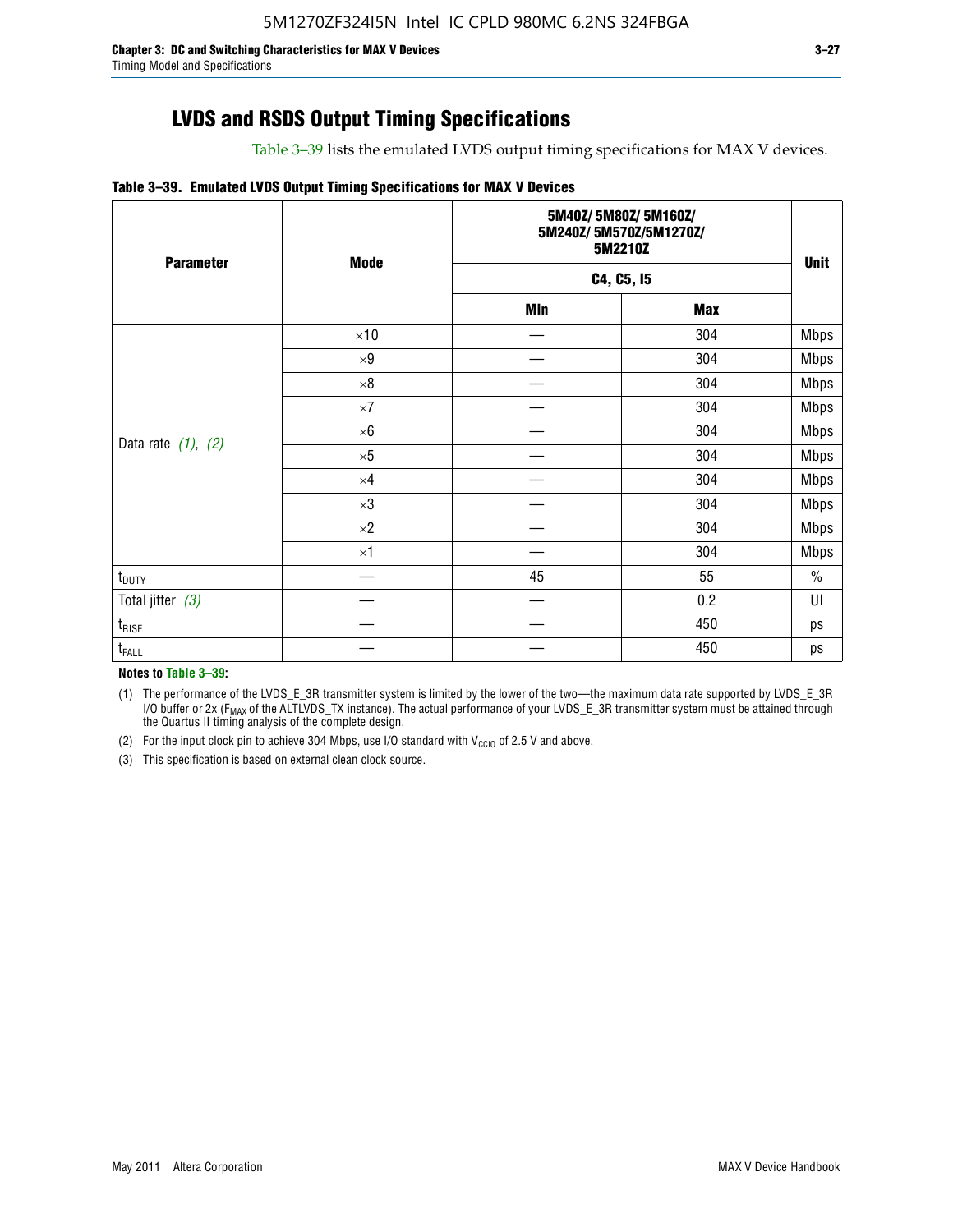## LVDS and RSDS Output Timing Specifications

Table 3–39 lists the emulated LVDS output timing specifications for MAX V devices.

**Table 3–39. Emulated LVDS Output Timing Specifications for MAX V Devices**

| Parameter | Mode | 5M40Z/ 5M80Z/ 5M160Z/ 5M240Z/ 5M570Z/5M1270Z/ 5M2210Z | | Unit |
|---|---|---|---|---|
| | | C4, C5, I5 | | |
| | | Min | Max | |
| Data rate *(1)*, *(2)* | ×10 | — | 304 | Mbps |
| | ×9 | — | 304 | Mbps |
| | ×8 | — | 304 | Mbps |
| | ×7 | — | 304 | Mbps |
| | ×6 | — | 304 | Mbps |
| | ×5 | — | 304 | Mbps |
| | ×4 | — | 304 | Mbps |
| | ×3 | — | 304 | Mbps |
| | ×2 | — | 304 | Mbps |
| | ×1 | — | 304 | Mbps |
| $t_{DUTY}$ | — | 45 | 55 | % |
| Total jitter *(3)* | — | — | 0.2 | UI |
| $t_{RISE}$ | — | — | 450 | ps |
| $t_{FALL}$ | — | — | 450 | ps |

**Notes to Table 3–39:**

(1) The performance of the LVDS_E_3R transmitter system is limited by the lower of the two—the maximum data rate supported by LVDS_E_3R I/O buffer or 2x ($F_{MAX}$ of the ALTLVDS_TX instance). The actual performance of your LVDS_E_3R transmitter system must be attained through the Quartus II timing analysis of the complete design.

(2) For the input clock pin to achieve 304 Mbps, use I/O standard with $V_{CCIO}$ of 2.5 V and above.

(3) This specification is based on external clean clock source.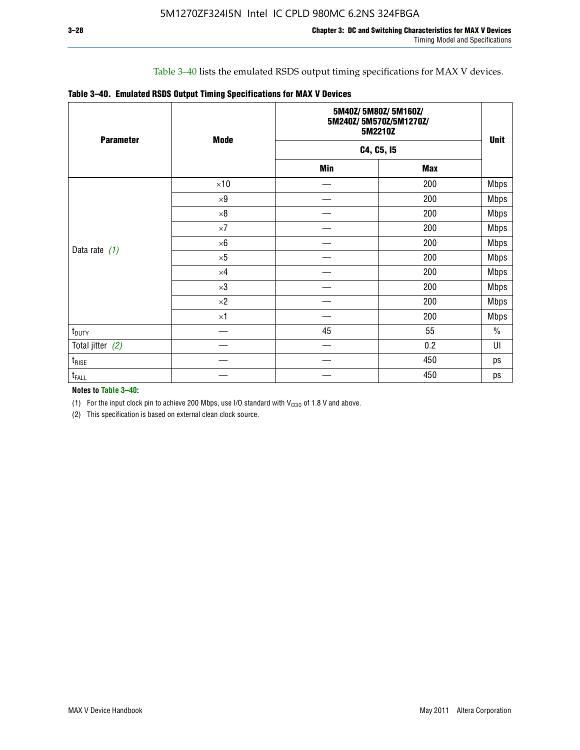Table 3–40 lists the emulated RSDS output timing specifications for MAX V devices.

**Table 3–40. Emulated RSDS Output Timing Specifications for MAX V Devices**

| Parameter | Mode | 5M40Z/ 5M80Z/ 5M160Z/ 5M240Z/ 5M570Z/5M1270Z/ 5M2210Z | | Unit |
|---|---|---|---|---|
| | | C4, C5, I5 | | |
| | | Min | Max | |
| Data rate *(1)* | ×10 | — | 200 | Mbps |
| | ×9 | — | 200 | Mbps |
| | ×8 | — | 200 | Mbps |
| | ×7 | — | 200 | Mbps |
| | ×6 | — | 200 | Mbps |
| | ×5 | — | 200 | Mbps |
| | ×4 | — | 200 | Mbps |
| | ×3 | — | 200 | Mbps |
| | ×2 | — | 200 | Mbps |
| | ×1 | — | 200 | Mbps |
| $t_{DUTY}$ | — | 45 | 55 | % |
| Total jitter *(2)* | — | — | 0.2 | UI |
| $t_{RISE}$ | — | — | 450 | ps |
| $t_{FALL}$ | — | — | 450 | ps |

**Notes to Table 3–40:**

(1) For the input clock pin to achieve 200 Mbps, use I/O standard with $V_{CCIO}$ of 1.8 V and above.

(2) This specification is based on external clean clock source.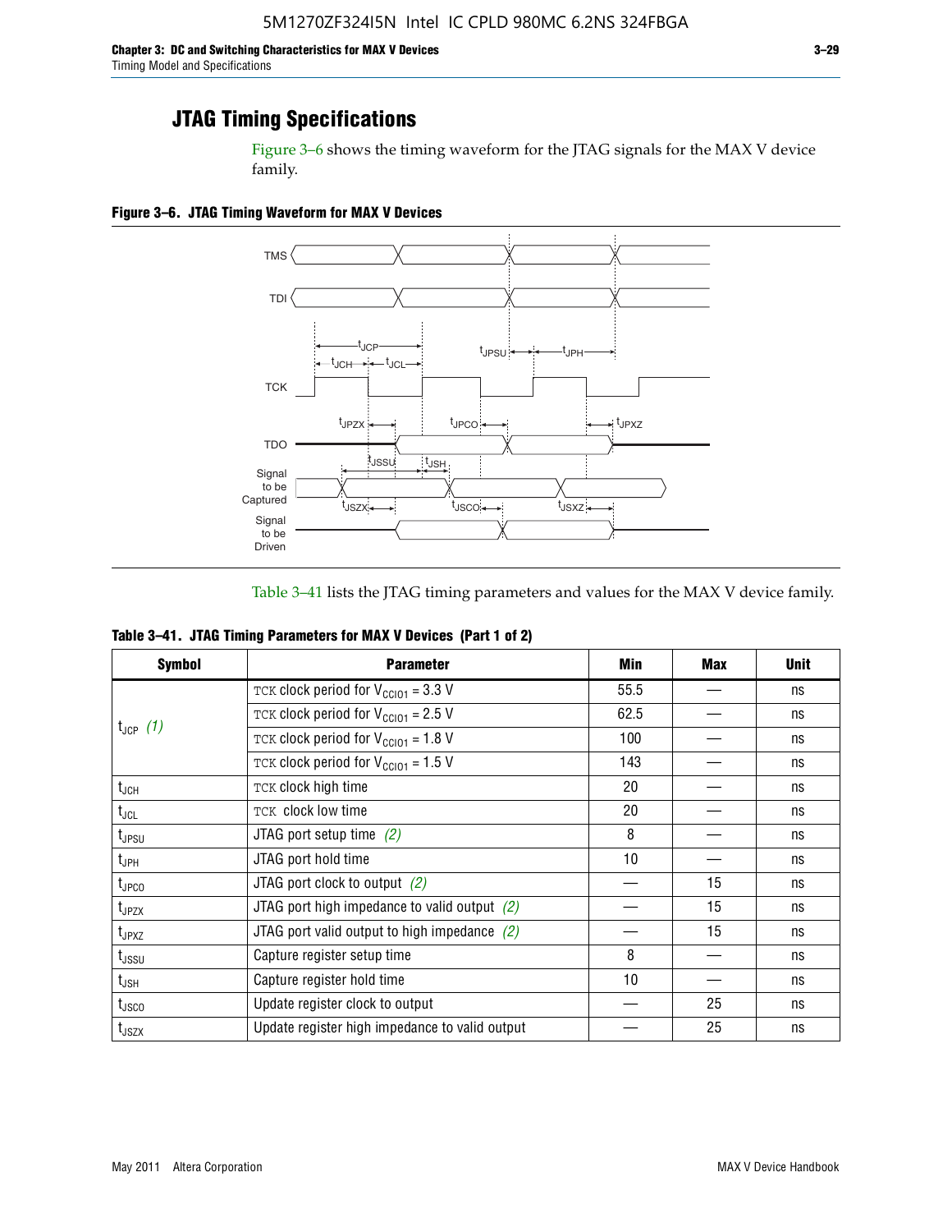## JTAG Timing Specifications

Figure 3–6 shows the timing waveform for the JTAG signals for the MAX V device family.

**Figure 3–6. JTAG Timing Waveform for MAX V Devices**

Table 3–41 lists the JTAG timing parameters and values for the MAX V device family.

**Table 3–41. JTAG Timing Parameters for MAX V Devices (Part 1 of 2)**

| Symbol | Parameter | Min | Max | Unit |
|---|---|---|---|---|
| $t_{JCP}$ *(1)* | TCK clock period for $V_{CCIO1}$ = 3.3 V | 55.5 | — | ns |
| | TCK clock period for $V_{CCIO1}$ = 2.5 V | 62.5 | — | ns |
| | TCK clock period for $V_{CCIO1}$ = 1.8 V | 100 | — | ns |
| | TCK clock period for $V_{CCIO1}$ = 1.5 V | 143 | — | ns |
| $t_{JCH}$ | TCK clock high time | 20 | — | ns |
| $t_{JCL}$ | TCK clock low time | 20 | — | ns |
| $t_{JPSU}$ | JTAG port setup time *(2)* | 8 | — | ns |
| $t_{JPH}$ | JTAG port hold time | 10 | — | ns |
| $t_{JPCO}$ | JTAG port clock to output *(2)* | — | 15 | ns |
| $t_{JPZX}$ | JTAG port high impedance to valid output *(2)* | — | 15 | ns |
| $t_{JPXZ}$ | JTAG port valid output to high impedance *(2)* | — | 15 | ns |
| $t_{JSSU}$ | Capture register setup time | 8 | — | ns |
| $t_{JSH}$ | Capture register hold time | 10 | — | ns |
| $t_{JSCO}$ | Update register clock to output | — | 25 | ns |
| $t_{JSZX}$ | Update register high impedance to valid output | — | 25 | ns |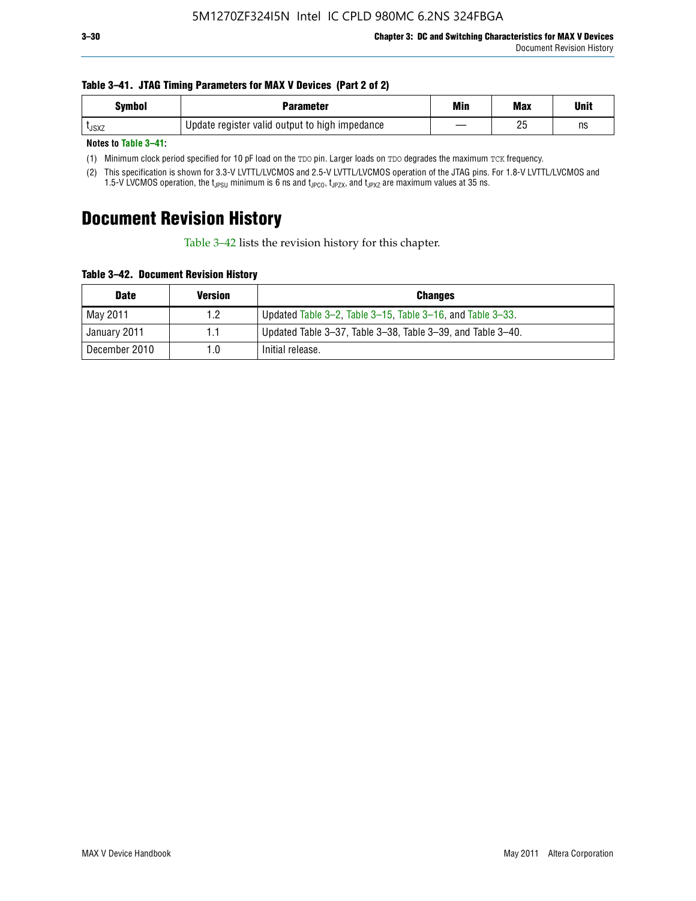**Table 3–41. JTAG Timing Parameters for MAX V Devices (Part 2 of 2)**

| Symbol | Parameter | Min | Max | Unit |
|---|---|---|---|---|
| $t_{JSXZ}$ | Update register valid output to high impedance | — | 25 | ns |

**Notes to Table 3–41:**

(1) Minimum clock period specified for 10 pF load on the TDO pin. Larger loads on TDO degrades the maximum TCK frequency.

(2) This specification is shown for 3.3-V LVTTL/LVCMOS and 2.5-V LVTTL/LVCMOS operation of the JTAG pins. For 1.8-V LVTTL/LVCMOS and 1.5-V LVCMOS operation, the $t_{JPSU}$ minimum is 6 ns and $t_{JPCO}$, $t_{JPZX}$, and $t_{JPXZ}$ are maximum values at 35 ns.

# Document Revision History

Table 3–42 lists the revision history for this chapter.

**Table 3–42. Document Revision History**

| Date | Version | Changes |
|---|---|---|
| May 2011 | 1.2 | Updated Table 3–2, Table 3–15, Table 3–16, and Table 3–33. |
| January 2011 | 1.1 | Updated Table 3–37, Table 3–38, Table 3–39, and Table 3–40. |
| December 2010 | 1.0 | Initial release. |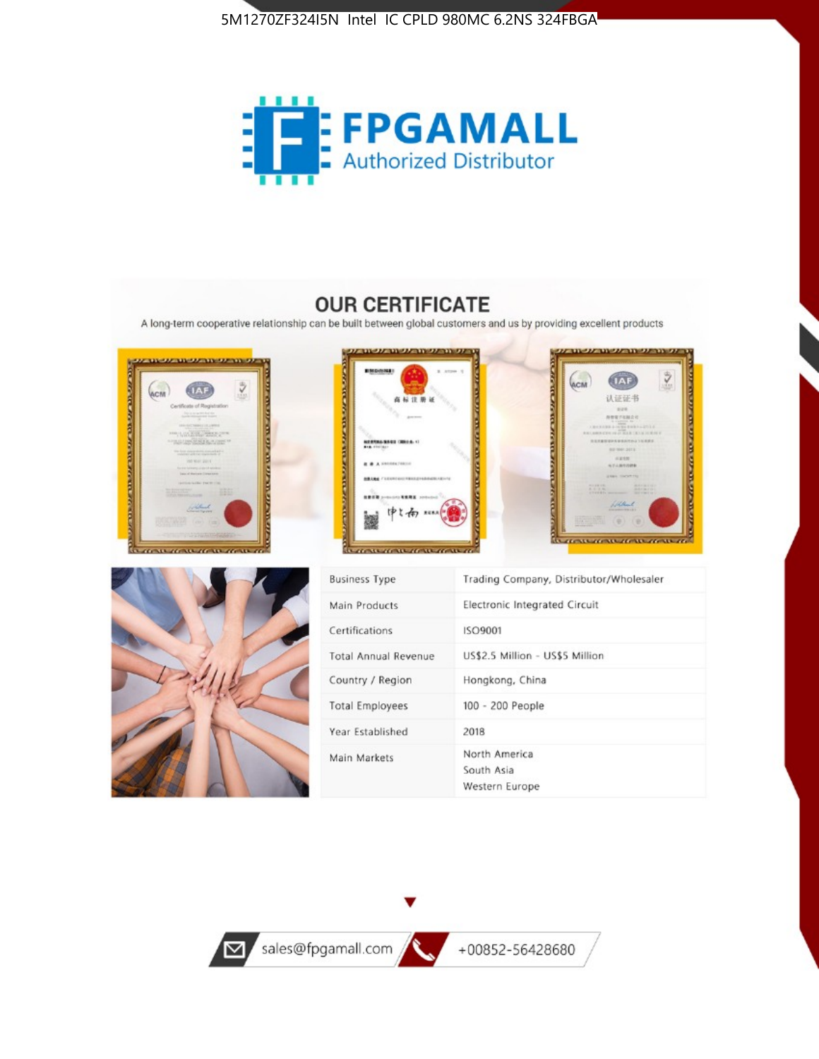FPGAMALL
Authorized Distributor

## OUR CERTIFICATE

A long-term cooperative relationship can be built between global customers and us by providing excellent products

| | |
|---|---|
| Business Type | Trading Company, Distributor/Wholesaler |
| Main Products | Electronic Integrated Circuit |
| Certifications | ISO9001 |
| Total Annual Revenue | US$2.5 Million - US$5 Million |
| Country / Region | Hongkong, China |
| Total Employees | 100 - 200 People |
| Year Established | 2018 |
| Main Markets | North America<br>South Asia<br>Western Europe |

sales@fpgamall.com

+00852-56428680